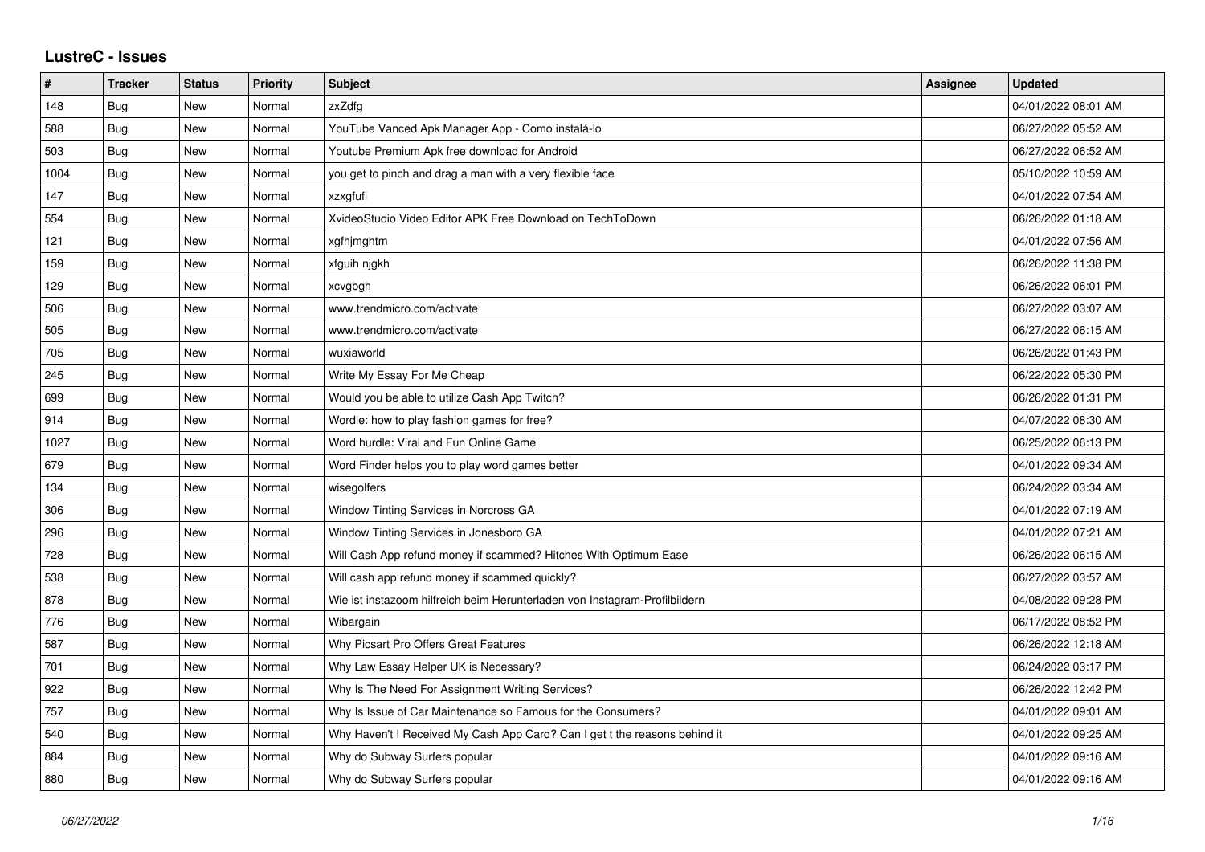# LustreC - Issues

| # | Tracker | Status | Priority | Subject | Assignee | Updated |
|---|---|---|---|---|---|---|
| 148 | Bug | New | Normal | zxZdfg | | 04/01/2022 08:01 AM |
| 588 | Bug | New | Normal | YouTube Vanced Apk Manager App - Como instalá-lo | | 06/27/2022 05:52 AM |
| 503 | Bug | New | Normal | Youtube Premium Apk free download for Android | | 06/27/2022 06:52 AM |
| 1004 | Bug | New | Normal | you get to pinch and drag a man with a very flexible face | | 05/10/2022 10:59 AM |
| 147 | Bug | New | Normal | xzxgfufi | | 04/01/2022 07:54 AM |
| 554 | Bug | New | Normal | XvideoStudio Video Editor APK Free Download on TechToDown | | 06/26/2022 01:18 AM |
| 121 | Bug | New | Normal | xgfhjmghtm | | 04/01/2022 07:56 AM |
| 159 | Bug | New | Normal | xfguih njgkh | | 06/26/2022 11:38 PM |
| 129 | Bug | New | Normal | xcvgbgh | | 06/26/2022 06:01 PM |
| 506 | Bug | New | Normal | www.trendmicro.com/activate | | 06/27/2022 03:07 AM |
| 505 | Bug | New | Normal | www.trendmicro.com/activate | | 06/27/2022 06:15 AM |
| 705 | Bug | New | Normal | wuxiaworld | | 06/26/2022 01:43 PM |
| 245 | Bug | New | Normal | Write My Essay For Me Cheap | | 06/22/2022 05:30 PM |
| 699 | Bug | New | Normal | Would you be able to utilize Cash App Twitch? | | 06/26/2022 01:31 PM |
| 914 | Bug | New | Normal | Wordle: how to play fashion games for free? | | 04/07/2022 08:30 AM |
| 1027 | Bug | New | Normal | Word hurdle: Viral and Fun Online Game | | 06/25/2022 06:13 PM |
| 679 | Bug | New | Normal | Word Finder helps you to play word games better | | 04/01/2022 09:34 AM |
| 134 | Bug | New | Normal | wisegolfers | | 06/24/2022 03:34 AM |
| 306 | Bug | New | Normal | Window Tinting Services in Norcross GA | | 04/01/2022 07:19 AM |
| 296 | Bug | New | Normal | Window Tinting Services in Jonesboro GA | | 04/01/2022 07:21 AM |
| 728 | Bug | New | Normal | Will Cash App refund money if scammed? Hitches With Optimum Ease | | 06/26/2022 06:15 AM |
| 538 | Bug | New | Normal | Will cash app refund money if scammed quickly? | | 06/27/2022 03:57 AM |
| 878 | Bug | New | Normal | Wie ist instazoom hilfreich beim Herunterladen von Instagram-Profilbildern | | 04/08/2022 09:28 PM |
| 776 | Bug | New | Normal | Wibargain | | 06/17/2022 08:52 PM |
| 587 | Bug | New | Normal | Why Picsart Pro Offers Great Features | | 06/26/2022 12:18 AM |
| 701 | Bug | New | Normal | Why Law Essay Helper UK is Necessary? | | 06/24/2022 03:17 PM |
| 922 | Bug | New | Normal | Why Is The Need For Assignment Writing Services? | | 06/26/2022 12:42 PM |
| 757 | Bug | New | Normal | Why Is Issue of Car Maintenance so Famous for the Consumers? | | 04/01/2022 09:01 AM |
| 540 | Bug | New | Normal | Why Haven't I Received My Cash App Card? Can I get t the reasons behind it | | 04/01/2022 09:25 AM |
| 884 | Bug | New | Normal | Why do Subway Surfers popular | | 04/01/2022 09:16 AM |
| 880 | Bug | New | Normal | Why do Subway Surfers popular | | 04/01/2022 09:16 AM |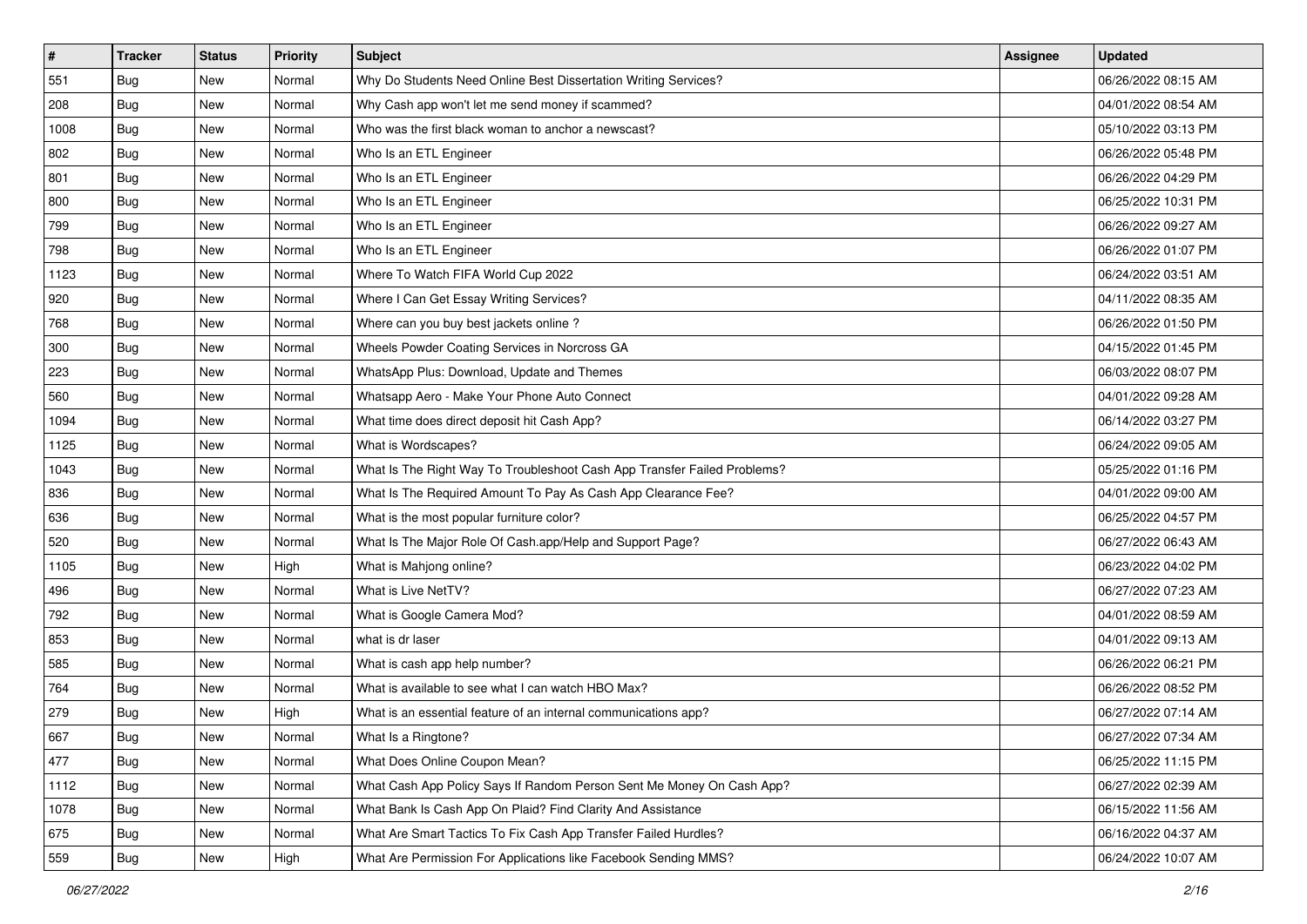| # | Tracker | Status | Priority | Subject | Assignee | Updated |
|---|---|---|---|---|---|---|
| 551 | Bug | New | Normal | Why Do Students Need Online Best Dissertation Writing Services? | | 06/26/2022 08:15 AM |
| 208 | Bug | New | Normal | Why Cash app won't let me send money if scammed? | | 04/01/2022 08:54 AM |
| 1008 | Bug | New | Normal | Who was the first black woman to anchor a newscast? | | 05/10/2022 03:13 PM |
| 802 | Bug | New | Normal | Who Is an ETL Engineer | | 06/26/2022 05:48 PM |
| 801 | Bug | New | Normal | Who Is an ETL Engineer | | 06/26/2022 04:29 PM |
| 800 | Bug | New | Normal | Who Is an ETL Engineer | | 06/25/2022 10:31 PM |
| 799 | Bug | New | Normal | Who Is an ETL Engineer | | 06/26/2022 09:27 AM |
| 798 | Bug | New | Normal | Who Is an ETL Engineer | | 06/26/2022 01:07 PM |
| 1123 | Bug | New | Normal | Where To Watch FIFA World Cup 2022 | | 06/24/2022 03:51 AM |
| 920 | Bug | New | Normal | Where I Can Get Essay Writing Services? | | 04/11/2022 08:35 AM |
| 768 | Bug | New | Normal | Where can you buy best jackets online ? | | 06/26/2022 01:50 PM |
| 300 | Bug | New | Normal | Wheels Powder Coating Services in Norcross GA | | 04/15/2022 01:45 PM |
| 223 | Bug | New | Normal | WhatsApp Plus: Download, Update and Themes | | 06/03/2022 08:07 PM |
| 560 | Bug | New | Normal | Whatsapp Aero - Make Your Phone Auto Connect | | 04/01/2022 09:28 AM |
| 1094 | Bug | New | Normal | What time does direct deposit hit Cash App? | | 06/14/2022 03:27 PM |
| 1125 | Bug | New | Normal | What is Wordscapes? | | 06/24/2022 09:05 AM |
| 1043 | Bug | New | Normal | What Is The Right Way To Troubleshoot Cash App Transfer Failed Problems? | | 05/25/2022 01:16 PM |
| 836 | Bug | New | Normal | What Is The Required Amount To Pay As Cash App Clearance Fee? | | 04/01/2022 09:00 AM |
| 636 | Bug | New | Normal | What is the most popular furniture color? | | 06/25/2022 04:57 PM |
| 520 | Bug | New | Normal | What Is The Major Role Of Cash.app/Help and Support Page? | | 06/27/2022 06:43 AM |
| 1105 | Bug | New | High | What is Mahjong online? | | 06/23/2022 04:02 PM |
| 496 | Bug | New | Normal | What is Live NetTV? | | 06/27/2022 07:23 AM |
| 792 | Bug | New | Normal | What is Google Camera Mod? | | 04/01/2022 08:59 AM |
| 853 | Bug | New | Normal | what is dr laser | | 04/01/2022 09:13 AM |
| 585 | Bug | New | Normal | What is cash app help number? | | 06/26/2022 06:21 PM |
| 764 | Bug | New | Normal | What is available to see what I can watch HBO Max? | | 06/26/2022 08:52 PM |
| 279 | Bug | New | High | What is an essential feature of an internal communications app? | | 06/27/2022 07:14 AM |
| 667 | Bug | New | Normal | What Is a Ringtone? | | 06/27/2022 07:34 AM |
| 477 | Bug | New | Normal | What Does Online Coupon Mean? | | 06/25/2022 11:15 PM |
| 1112 | Bug | New | Normal | What Cash App Policy Says If Random Person Sent Me Money On Cash App? | | 06/27/2022 02:39 AM |
| 1078 | Bug | New | Normal | What Bank Is Cash App On Plaid? Find Clarity And Assistance | | 06/15/2022 11:56 AM |
| 675 | Bug | New | Normal | What Are Smart Tactics To Fix Cash App Transfer Failed Hurdles? | | 06/16/2022 04:37 AM |
| 559 | Bug | New | High | What Are Permission For Applications like Facebook Sending MMS? | | 06/24/2022 10:07 AM |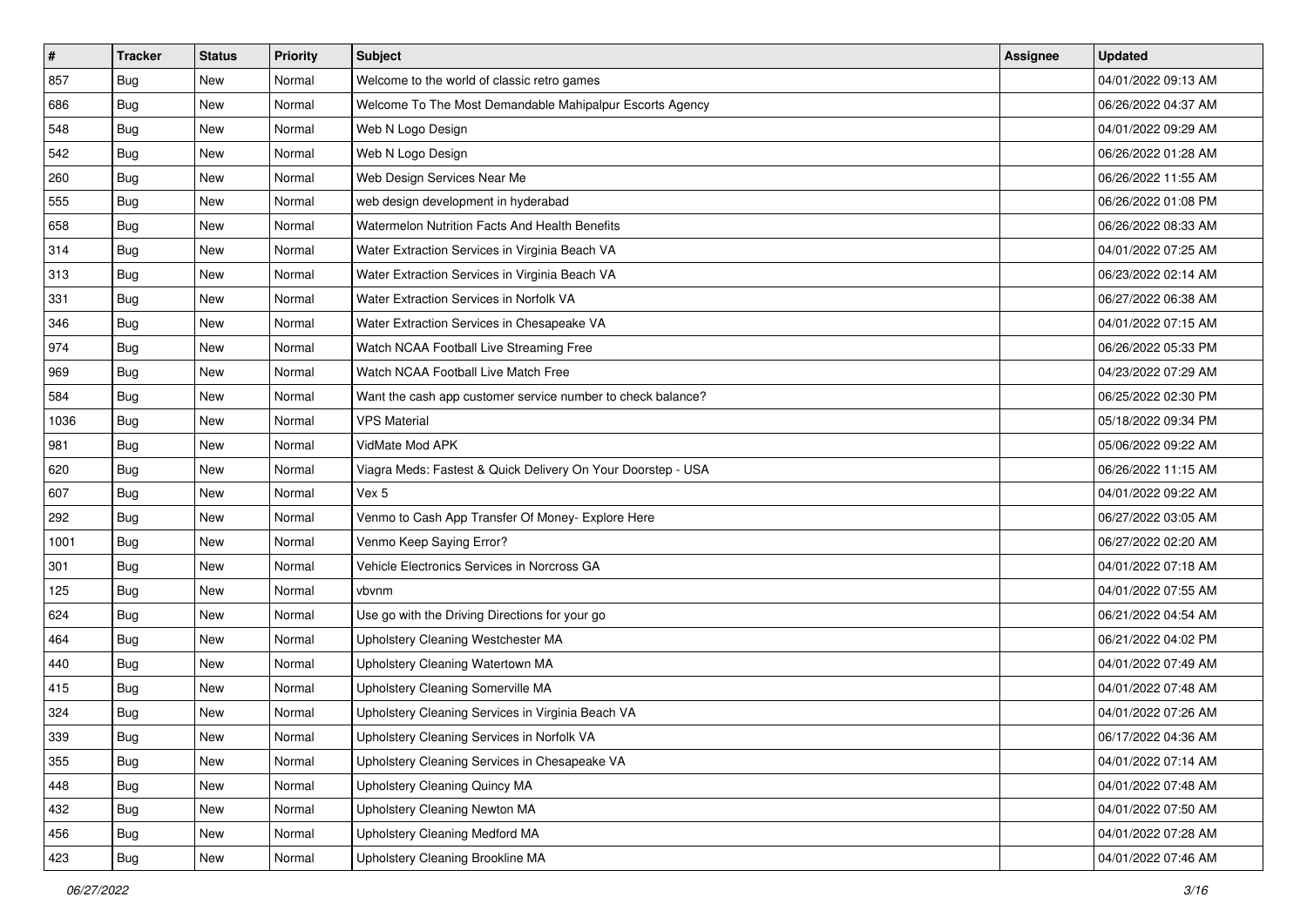| # | Tracker | Status | Priority | Subject | Assignee | Updated |
|---|---|---|---|---|---|---|
| 857 | Bug | New | Normal | Welcome to the world of classic retro games | | 04/01/2022 09:13 AM |
| 686 | Bug | New | Normal | Welcome To The Most Demandable Mahipalpur Escorts Agency | | 06/26/2022 04:37 AM |
| 548 | Bug | New | Normal | Web N Logo Design | | 04/01/2022 09:29 AM |
| 542 | Bug | New | Normal | Web N Logo Design | | 06/26/2022 01:28 AM |
| 260 | Bug | New | Normal | Web Design Services Near Me | | 06/26/2022 11:55 AM |
| 555 | Bug | New | Normal | web design development in hyderabad | | 06/26/2022 01:08 PM |
| 658 | Bug | New | Normal | Watermelon Nutrition Facts And Health Benefits | | 06/26/2022 08:33 AM |
| 314 | Bug | New | Normal | Water Extraction Services in Virginia Beach VA | | 04/01/2022 07:25 AM |
| 313 | Bug | New | Normal | Water Extraction Services in Virginia Beach VA | | 06/23/2022 02:14 AM |
| 331 | Bug | New | Normal | Water Extraction Services in Norfolk VA | | 06/27/2022 06:38 AM |
| 346 | Bug | New | Normal | Water Extraction Services in Chesapeake VA | | 04/01/2022 07:15 AM |
| 974 | Bug | New | Normal | Watch NCAA Football Live Streaming Free | | 06/26/2022 05:33 PM |
| 969 | Bug | New | Normal | Watch NCAA Football Live Match Free | | 04/23/2022 07:29 AM |
| 584 | Bug | New | Normal | Want the cash app customer service number to check balance? | | 06/25/2022 02:30 PM |
| 1036 | Bug | New | Normal | VPS Material | | 05/18/2022 09:34 PM |
| 981 | Bug | New | Normal | VidMate Mod APK | | 05/06/2022 09:22 AM |
| 620 | Bug | New | Normal | Viagra Meds: Fastest & Quick Delivery On Your Doorstep - USA | | 06/26/2022 11:15 AM |
| 607 | Bug | New | Normal | Vex 5 | | 04/01/2022 09:22 AM |
| 292 | Bug | New | Normal | Venmo to Cash App Transfer Of Money- Explore Here | | 06/27/2022 03:05 AM |
| 1001 | Bug | New | Normal | Venmo Keep Saying Error? | | 06/27/2022 02:20 AM |
| 301 | Bug | New | Normal | Vehicle Electronics Services in Norcross GA | | 04/01/2022 07:18 AM |
| 125 | Bug | New | Normal | vbvnm | | 04/01/2022 07:55 AM |
| 624 | Bug | New | Normal | Use go with the Driving Directions for your go | | 06/21/2022 04:54 AM |
| 464 | Bug | New | Normal | Upholstery Cleaning Westchester MA | | 06/21/2022 04:02 PM |
| 440 | Bug | New | Normal | Upholstery Cleaning Watertown MA | | 04/01/2022 07:49 AM |
| 415 | Bug | New | Normal | Upholstery Cleaning Somerville MA | | 04/01/2022 07:48 AM |
| 324 | Bug | New | Normal | Upholstery Cleaning Services in Virginia Beach VA | | 04/01/2022 07:26 AM |
| 339 | Bug | New | Normal | Upholstery Cleaning Services in Norfolk VA | | 06/17/2022 04:36 AM |
| 355 | Bug | New | Normal | Upholstery Cleaning Services in Chesapeake VA | | 04/01/2022 07:14 AM |
| 448 | Bug | New | Normal | Upholstery Cleaning Quincy MA | | 04/01/2022 07:48 AM |
| 432 | Bug | New | Normal | Upholstery Cleaning Newton MA | | 04/01/2022 07:50 AM |
| 456 | Bug | New | Normal | Upholstery Cleaning Medford MA | | 04/01/2022 07:28 AM |
| 423 | Bug | New | Normal | Upholstery Cleaning Brookline MA | | 04/01/2022 07:46 AM |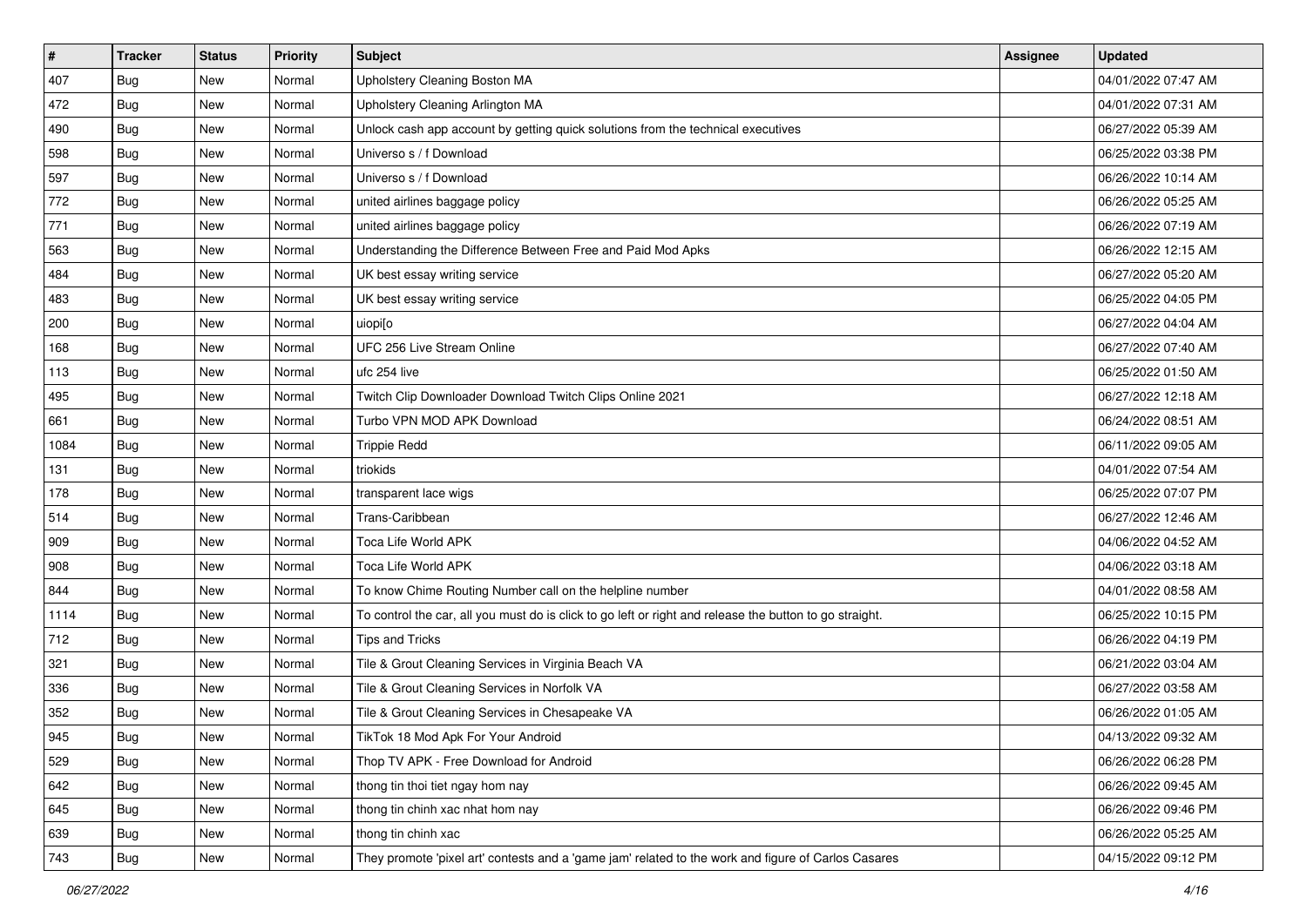| # | Tracker | Status | Priority | Subject | Assignee | Updated |
|---|---|---|---|---|---|---|
| 407 | Bug | New | Normal | Upholstery Cleaning Boston MA | | 04/01/2022 07:47 AM |
| 472 | Bug | New | Normal | Upholstery Cleaning Arlington MA | | 04/01/2022 07:31 AM |
| 490 | Bug | New | Normal | Unlock cash app account by getting quick solutions from the technical executives | | 06/27/2022 05:39 AM |
| 598 | Bug | New | Normal | Universo s / f Download | | 06/25/2022 03:38 PM |
| 597 | Bug | New | Normal | Universo s / f Download | | 06/26/2022 10:14 AM |
| 772 | Bug | New | Normal | united airlines baggage policy | | 06/26/2022 05:25 AM |
| 771 | Bug | New | Normal | united airlines baggage policy | | 06/26/2022 07:19 AM |
| 563 | Bug | New | Normal | Understanding the Difference Between Free and Paid Mod Apks | | 06/26/2022 12:15 AM |
| 484 | Bug | New | Normal | UK best essay writing service | | 06/27/2022 05:20 AM |
| 483 | Bug | New | Normal | UK best essay writing service | | 06/25/2022 04:05 PM |
| 200 | Bug | New | Normal | uiopi[o | | 06/27/2022 04:04 AM |
| 168 | Bug | New | Normal | UFC 256 Live Stream Online | | 06/27/2022 07:40 AM |
| 113 | Bug | New | Normal | ufc 254 live | | 06/25/2022 01:50 AM |
| 495 | Bug | New | Normal | Twitch Clip Downloader Download Twitch Clips Online 2021 | | 06/27/2022 12:18 AM |
| 661 | Bug | New | Normal | Turbo VPN MOD APK Download | | 06/24/2022 08:51 AM |
| 1084 | Bug | New | Normal | Trippie Redd | | 06/11/2022 09:05 AM |
| 131 | Bug | New | Normal | triokids | | 04/01/2022 07:54 AM |
| 178 | Bug | New | Normal | transparent lace wigs | | 06/25/2022 07:07 PM |
| 514 | Bug | New | Normal | Trans-Caribbean | | 06/27/2022 12:46 AM |
| 909 | Bug | New | Normal | Toca Life World APK | | 04/06/2022 04:52 AM |
| 908 | Bug | New | Normal | Toca Life World APK | | 04/06/2022 03:18 AM |
| 844 | Bug | New | Normal | To know Chime Routing Number call on the helpline number | | 04/01/2022 08:58 AM |
| 1114 | Bug | New | Normal | To control the car, all you must do is click to go left or right and release the button to go straight. | | 06/25/2022 10:15 PM |
| 712 | Bug | New | Normal | Tips and Tricks | | 06/26/2022 04:19 PM |
| 321 | Bug | New | Normal | Tile & Grout Cleaning Services in Virginia Beach VA | | 06/21/2022 03:04 AM |
| 336 | Bug | New | Normal | Tile & Grout Cleaning Services in Norfolk VA | | 06/27/2022 03:58 AM |
| 352 | Bug | New | Normal | Tile & Grout Cleaning Services in Chesapeake VA | | 06/26/2022 01:05 AM |
| 945 | Bug | New | Normal | TikTok 18 Mod Apk For Your Android | | 04/13/2022 09:32 AM |
| 529 | Bug | New | Normal | Thop TV APK - Free Download for Android | | 06/26/2022 06:28 PM |
| 642 | Bug | New | Normal | thong tin thoi tiet ngay hom nay | | 06/26/2022 09:45 AM |
| 645 | Bug | New | Normal | thong tin chinh xac nhat hom nay | | 06/26/2022 09:46 PM |
| 639 | Bug | New | Normal | thong tin chinh xac | | 06/26/2022 05:25 AM |
| 743 | Bug | New | Normal | They promote 'pixel art' contests and a 'game jam' related to the work and figure of Carlos Casares | | 04/15/2022 09:12 PM |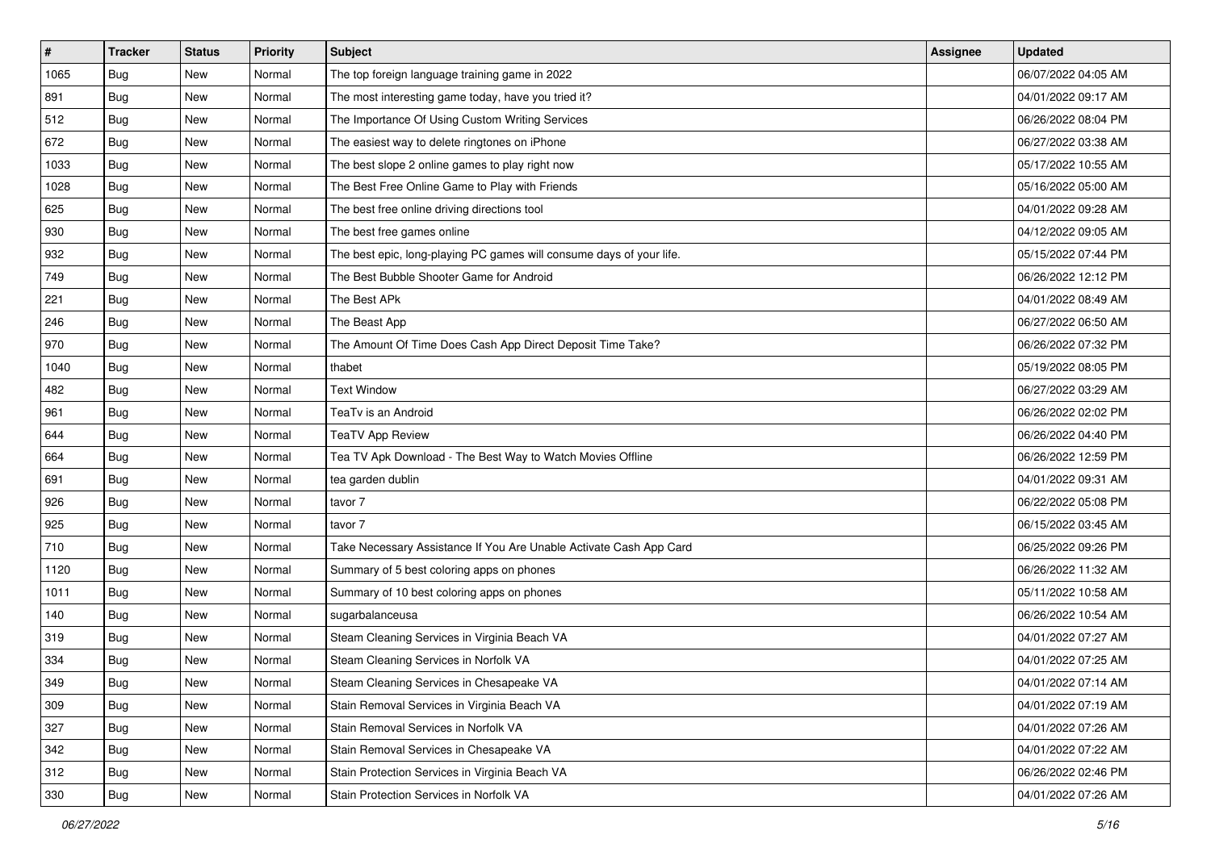| # | Tracker | Status | Priority | Subject | Assignee | Updated |
|---|---|---|---|---|---|---|
| 1065 | Bug | New | Normal | The top foreign language training game in 2022 | | 06/07/2022 04:05 AM |
| 891 | Bug | New | Normal | The most interesting game today, have you tried it? | | 04/01/2022 09:17 AM |
| 512 | Bug | New | Normal | The Importance Of Using Custom Writing Services | | 06/26/2022 08:04 PM |
| 672 | Bug | New | Normal | The easiest way to delete ringtones on iPhone | | 06/27/2022 03:38 AM |
| 1033 | Bug | New | Normal | The best slope 2 online games to play right now | | 05/17/2022 10:55 AM |
| 1028 | Bug | New | Normal | The Best Free Online Game to Play with Friends | | 05/16/2022 05:00 AM |
| 625 | Bug | New | Normal | The best free online driving directions tool | | 04/01/2022 09:28 AM |
| 930 | Bug | New | Normal | The best free games online | | 04/12/2022 09:05 AM |
| 932 | Bug | New | Normal | The best epic, long-playing PC games will consume days of your life. | | 05/15/2022 07:44 PM |
| 749 | Bug | New | Normal | The Best Bubble Shooter Game for Android | | 06/26/2022 12:12 PM |
| 221 | Bug | New | Normal | The Best APk | | 04/01/2022 08:49 AM |
| 246 | Bug | New | Normal | The Beast App | | 06/27/2022 06:50 AM |
| 970 | Bug | New | Normal | The Amount Of Time Does Cash App Direct Deposit Time Take? | | 06/26/2022 07:32 PM |
| 1040 | Bug | New | Normal | thabet | | 05/19/2022 08:05 PM |
| 482 | Bug | New | Normal | Text Window | | 06/27/2022 03:29 AM |
| 961 | Bug | New | Normal | TeaTv is an Android | | 06/26/2022 02:02 PM |
| 644 | Bug | New | Normal | TeaTV App Review | | 06/26/2022 04:40 PM |
| 664 | Bug | New | Normal | Tea TV Apk Download - The Best Way to Watch Movies Offline | | 06/26/2022 12:59 PM |
| 691 | Bug | New | Normal | tea garden dublin | | 04/01/2022 09:31 AM |
| 926 | Bug | New | Normal | tavor 7 | | 06/22/2022 05:08 PM |
| 925 | Bug | New | Normal | tavor 7 | | 06/15/2022 03:45 AM |
| 710 | Bug | New | Normal | Take Necessary Assistance If You Are Unable Activate Cash App Card | | 06/25/2022 09:26 PM |
| 1120 | Bug | New | Normal | Summary of 5 best coloring apps on phones | | 06/26/2022 11:32 AM |
| 1011 | Bug | New | Normal | Summary of 10 best coloring apps on phones | | 05/11/2022 10:58 AM |
| 140 | Bug | New | Normal | sugarbalanceusa | | 06/26/2022 10:54 AM |
| 319 | Bug | New | Normal | Steam Cleaning Services in Virginia Beach VA | | 04/01/2022 07:27 AM |
| 334 | Bug | New | Normal | Steam Cleaning Services in Norfolk VA | | 04/01/2022 07:25 AM |
| 349 | Bug | New | Normal | Steam Cleaning Services in Chesapeake VA | | 04/01/2022 07:14 AM |
| 309 | Bug | New | Normal | Stain Removal Services in Virginia Beach VA | | 04/01/2022 07:19 AM |
| 327 | Bug | New | Normal | Stain Removal Services in Norfolk VA | | 04/01/2022 07:26 AM |
| 342 | Bug | New | Normal | Stain Removal Services in Chesapeake VA | | 04/01/2022 07:22 AM |
| 312 | Bug | New | Normal | Stain Protection Services in Virginia Beach VA | | 06/26/2022 02:46 PM |
| 330 | Bug | New | Normal | Stain Protection Services in Norfolk VA | | 04/01/2022 07:26 AM |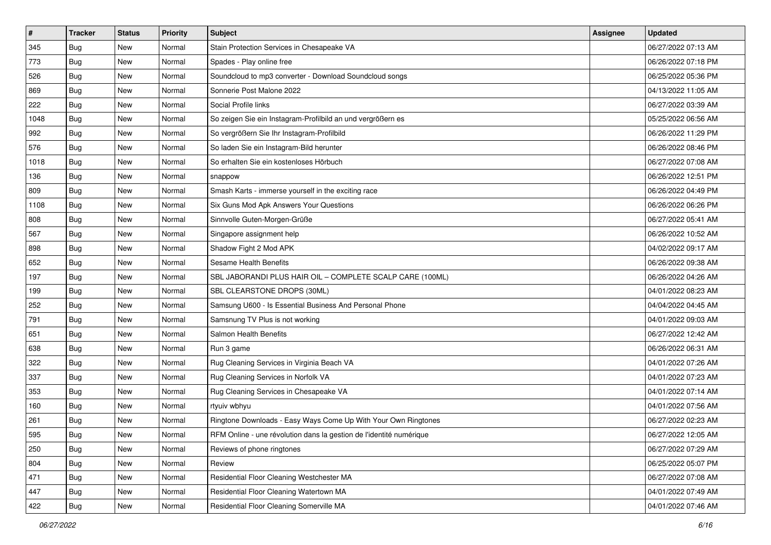| # | Tracker | Status | Priority | Subject | Assignee | Updated |
|---|---|---|---|---|---|---|
| 345 | Bug | New | Normal | Stain Protection Services in Chesapeake VA | | 06/27/2022 07:13 AM |
| 773 | Bug | New | Normal | Spades - Play online free | | 06/26/2022 07:18 PM |
| 526 | Bug | New | Normal | Soundcloud to mp3 converter - Download Soundcloud songs | | 06/25/2022 05:36 PM |
| 869 | Bug | New | Normal | Sonnerie Post Malone 2022 | | 04/13/2022 11:05 AM |
| 222 | Bug | New | Normal | Social Profile links | | 06/27/2022 03:39 AM |
| 1048 | Bug | New | Normal | So zeigen Sie ein Instagram-Profilbild an und vergrößern es | | 05/25/2022 06:56 AM |
| 992 | Bug | New | Normal | So vergrößern Sie Ihr Instagram-Profilbild | | 06/26/2022 11:29 PM |
| 576 | Bug | New | Normal | So laden Sie ein Instagram-Bild herunter | | 06/26/2022 08:46 PM |
| 1018 | Bug | New | Normal | So erhalten Sie ein kostenloses Hörbuch | | 06/27/2022 07:08 AM |
| 136 | Bug | New | Normal | snappow | | 06/26/2022 12:51 PM |
| 809 | Bug | New | Normal | Smash Karts - immerse yourself in the exciting race | | 06/26/2022 04:49 PM |
| 1108 | Bug | New | Normal | Six Guns Mod Apk Answers Your Questions | | 06/26/2022 06:26 PM |
| 808 | Bug | New | Normal | Sinnvolle Guten-Morgen-Grüße | | 06/27/2022 05:41 AM |
| 567 | Bug | New | Normal | Singapore assignment help | | 06/26/2022 10:52 AM |
| 898 | Bug | New | Normal | Shadow Fight 2 Mod APK | | 04/02/2022 09:17 AM |
| 652 | Bug | New | Normal | Sesame Health Benefits | | 06/26/2022 09:38 AM |
| 197 | Bug | New | Normal | SBL JABORANDI PLUS HAIR OIL – COMPLETE SCALP CARE (100ML) | | 06/26/2022 04:26 AM |
| 199 | Bug | New | Normal | SBL CLEARSTONE DROPS (30ML) | | 04/01/2022 08:23 AM |
| 252 | Bug | New | Normal | Samsung U600 - Is Essential Business And Personal Phone | | 04/04/2022 04:45 AM |
| 791 | Bug | New | Normal | Samsnung TV Plus is not working | | 04/01/2022 09:03 AM |
| 651 | Bug | New | Normal | Salmon Health Benefits | | 06/27/2022 12:42 AM |
| 638 | Bug | New | Normal | Run 3 game | | 06/26/2022 06:31 AM |
| 322 | Bug | New | Normal | Rug Cleaning Services in Virginia Beach VA | | 04/01/2022 07:26 AM |
| 337 | Bug | New | Normal | Rug Cleaning Services in Norfolk VA | | 04/01/2022 07:23 AM |
| 353 | Bug | New | Normal | Rug Cleaning Services in Chesapeake VA | | 04/01/2022 07:14 AM |
| 160 | Bug | New | Normal | rtyuiv wbhyu | | 04/01/2022 07:56 AM |
| 261 | Bug | New | Normal | Ringtone Downloads - Easy Ways Come Up With Your Own Ringtones | | 06/27/2022 02:23 AM |
| 595 | Bug | New | Normal | RFM Online - une révolution dans la gestion de l'identité numérique | | 06/27/2022 12:05 AM |
| 250 | Bug | New | Normal | Reviews of phone ringtones | | 06/27/2022 07:29 AM |
| 804 | Bug | New | Normal | Review | | 06/25/2022 05:07 PM |
| 471 | Bug | New | Normal | Residential Floor Cleaning Westchester MA | | 06/27/2022 07:08 AM |
| 447 | Bug | New | Normal | Residential Floor Cleaning Watertown MA | | 04/01/2022 07:49 AM |
| 422 | Bug | New | Normal | Residential Floor Cleaning Somerville MA | | 04/01/2022 07:46 AM |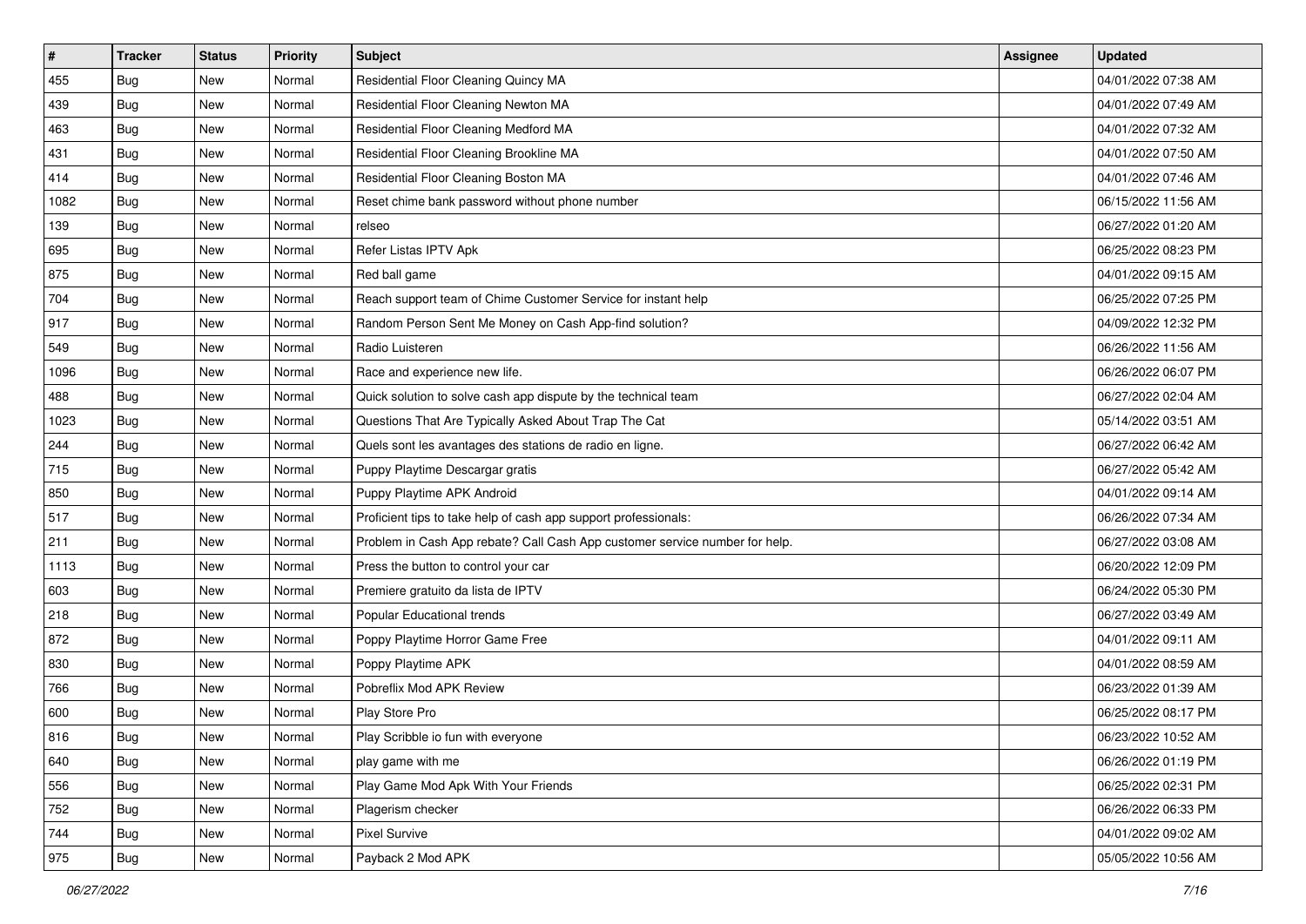| # | Tracker | Status | Priority | Subject | Assignee | Updated |
| --- | --- | --- | --- | --- | --- | --- |
| 455 | Bug | New | Normal | Residential Floor Cleaning Quincy MA | | 04/01/2022 07:38 AM |
| 439 | Bug | New | Normal | Residential Floor Cleaning Newton MA | | 04/01/2022 07:49 AM |
| 463 | Bug | New | Normal | Residential Floor Cleaning Medford MA | | 04/01/2022 07:32 AM |
| 431 | Bug | New | Normal | Residential Floor Cleaning Brookline MA | | 04/01/2022 07:50 AM |
| 414 | Bug | New | Normal | Residential Floor Cleaning Boston MA | | 04/01/2022 07:46 AM |
| 1082 | Bug | New | Normal | Reset chime bank password without phone number | | 06/15/2022 11:56 AM |
| 139 | Bug | New | Normal | relseo | | 06/27/2022 01:20 AM |
| 695 | Bug | New | Normal | Refer Listas IPTV Apk | | 06/25/2022 08:23 PM |
| 875 | Bug | New | Normal | Red ball game | | 04/01/2022 09:15 AM |
| 704 | Bug | New | Normal | Reach support team of Chime Customer Service for instant help | | 06/25/2022 07:25 PM |
| 917 | Bug | New | Normal | Random Person Sent Me Money on Cash App-find solution? | | 04/09/2022 12:32 PM |
| 549 | Bug | New | Normal | Radio Luisteren | | 06/26/2022 11:56 AM |
| 1096 | Bug | New | Normal | Race and experience new life. | | 06/26/2022 06:07 PM |
| 488 | Bug | New | Normal | Quick solution to solve cash app dispute by the technical team | | 06/27/2022 02:04 AM |
| 1023 | Bug | New | Normal | Questions That Are Typically Asked About Trap The Cat | | 05/14/2022 03:51 AM |
| 244 | Bug | New | Normal | Quels sont les avantages des stations de radio en ligne. | | 06/27/2022 06:42 AM |
| 715 | Bug | New | Normal | Puppy Playtime Descargar gratis | | 06/27/2022 05:42 AM |
| 850 | Bug | New | Normal | Puppy Playtime APK Android | | 04/01/2022 09:14 AM |
| 517 | Bug | New | Normal | Proficient tips to take help of cash app support professionals: | | 06/26/2022 07:34 AM |
| 211 | Bug | New | Normal | Problem in Cash App rebate? Call Cash App customer service number for help. | | 06/27/2022 03:08 AM |
| 1113 | Bug | New | Normal | Press the button to control your car | | 06/20/2022 12:09 PM |
| 603 | Bug | New | Normal | Premiere gratuito da lista de IPTV | | 06/24/2022 05:30 PM |
| 218 | Bug | New | Normal | Popular Educational trends | | 06/27/2022 03:49 AM |
| 872 | Bug | New | Normal | Poppy Playtime Horror Game Free | | 04/01/2022 09:11 AM |
| 830 | Bug | New | Normal | Poppy Playtime APK | | 04/01/2022 08:59 AM |
| 766 | Bug | New | Normal | Pobreflix Mod APK Review | | 06/23/2022 01:39 AM |
| 600 | Bug | New | Normal | Play Store Pro | | 06/25/2022 08:17 PM |
| 816 | Bug | New | Normal | Play Scribble io fun with everyone | | 06/23/2022 10:52 AM |
| 640 | Bug | New | Normal | play game with me | | 06/26/2022 01:19 PM |
| 556 | Bug | New | Normal | Play Game Mod Apk With Your Friends | | 06/25/2022 02:31 PM |
| 752 | Bug | New | Normal | Plagerism checker | | 06/26/2022 06:33 PM |
| 744 | Bug | New | Normal | Pixel Survive | | 04/01/2022 09:02 AM |
| 975 | Bug | New | Normal | Payback 2 Mod APK | | 05/05/2022 10:56 AM |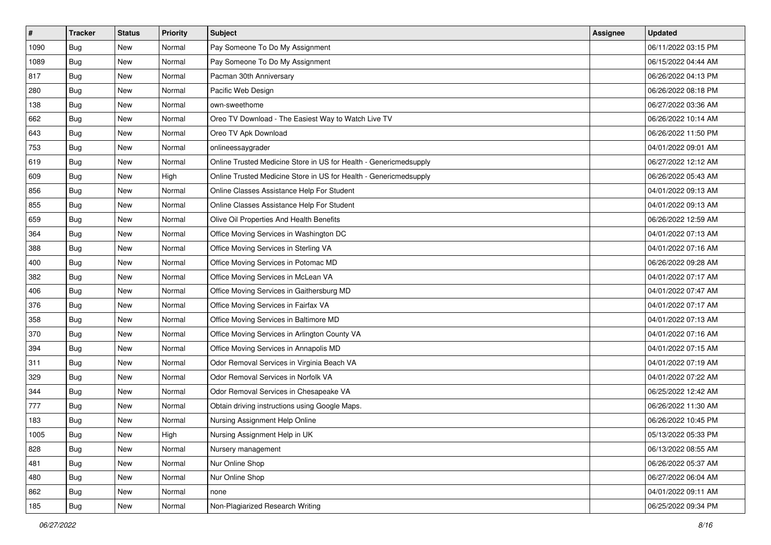| # | Tracker | Status | Priority | Subject | Assignee | Updated |
|---|---|---|---|---|---|---|
| 1090 | Bug | New | Normal | Pay Someone To Do My Assignment | | 06/11/2022 03:15 PM |
| 1089 | Bug | New | Normal | Pay Someone To Do My Assignment | | 06/15/2022 04:44 AM |
| 817 | Bug | New | Normal | Pacman 30th Anniversary | | 06/26/2022 04:13 PM |
| 280 | Bug | New | Normal | Pacific Web Design | | 06/26/2022 08:18 PM |
| 138 | Bug | New | Normal | own-sweethome | | 06/27/2022 03:36 AM |
| 662 | Bug | New | Normal | Oreo TV Download - The Easiest Way to Watch Live TV | | 06/26/2022 10:14 AM |
| 643 | Bug | New | Normal | Oreo TV Apk Download | | 06/26/2022 11:50 PM |
| 753 | Bug | New | Normal | onlineessaygrader | | 04/01/2022 09:01 AM |
| 619 | Bug | New | Normal | Online Trusted Medicine Store in US for Health - Genericmedsupply | | 06/27/2022 12:12 AM |
| 609 | Bug | New | High | Online Trusted Medicine Store in US for Health - Genericmedsupply | | 06/26/2022 05:43 AM |
| 856 | Bug | New | Normal | Online Classes Assistance Help For Student | | 04/01/2022 09:13 AM |
| 855 | Bug | New | Normal | Online Classes Assistance Help For Student | | 04/01/2022 09:13 AM |
| 659 | Bug | New | Normal | Olive Oil Properties And Health Benefits | | 06/26/2022 12:59 AM |
| 364 | Bug | New | Normal | Office Moving Services in Washington DC | | 04/01/2022 07:13 AM |
| 388 | Bug | New | Normal | Office Moving Services in Sterling VA | | 04/01/2022 07:16 AM |
| 400 | Bug | New | Normal | Office Moving Services in Potomac MD | | 06/26/2022 09:28 AM |
| 382 | Bug | New | Normal | Office Moving Services in McLean VA | | 04/01/2022 07:17 AM |
| 406 | Bug | New | Normal | Office Moving Services in Gaithersburg MD | | 04/01/2022 07:47 AM |
| 376 | Bug | New | Normal | Office Moving Services in Fairfax VA | | 04/01/2022 07:17 AM |
| 358 | Bug | New | Normal | Office Moving Services in Baltimore MD | | 04/01/2022 07:13 AM |
| 370 | Bug | New | Normal | Office Moving Services in Arlington County VA | | 04/01/2022 07:16 AM |
| 394 | Bug | New | Normal | Office Moving Services in Annapolis MD | | 04/01/2022 07:15 AM |
| 311 | Bug | New | Normal | Odor Removal Services in Virginia Beach VA | | 04/01/2022 07:19 AM |
| 329 | Bug | New | Normal | Odor Removal Services in Norfolk VA | | 04/01/2022 07:22 AM |
| 344 | Bug | New | Normal | Odor Removal Services in Chesapeake VA | | 06/25/2022 12:42 AM |
| 777 | Bug | New | Normal | Obtain driving instructions using Google Maps. | | 06/26/2022 11:30 AM |
| 183 | Bug | New | Normal | Nursing Assignment Help Online | | 06/26/2022 10:45 PM |
| 1005 | Bug | New | High | Nursing Assignment Help in UK | | 05/13/2022 05:33 PM |
| 828 | Bug | New | Normal | Nursery management | | 06/13/2022 08:55 AM |
| 481 | Bug | New | Normal | Nur Online Shop | | 06/26/2022 05:37 AM |
| 480 | Bug | New | Normal | Nur Online Shop | | 06/27/2022 06:04 AM |
| 862 | Bug | New | Normal | none | | 04/01/2022 09:11 AM |
| 185 | Bug | New | Normal | Non-Plagiarized Research Writing | | 06/25/2022 09:34 PM |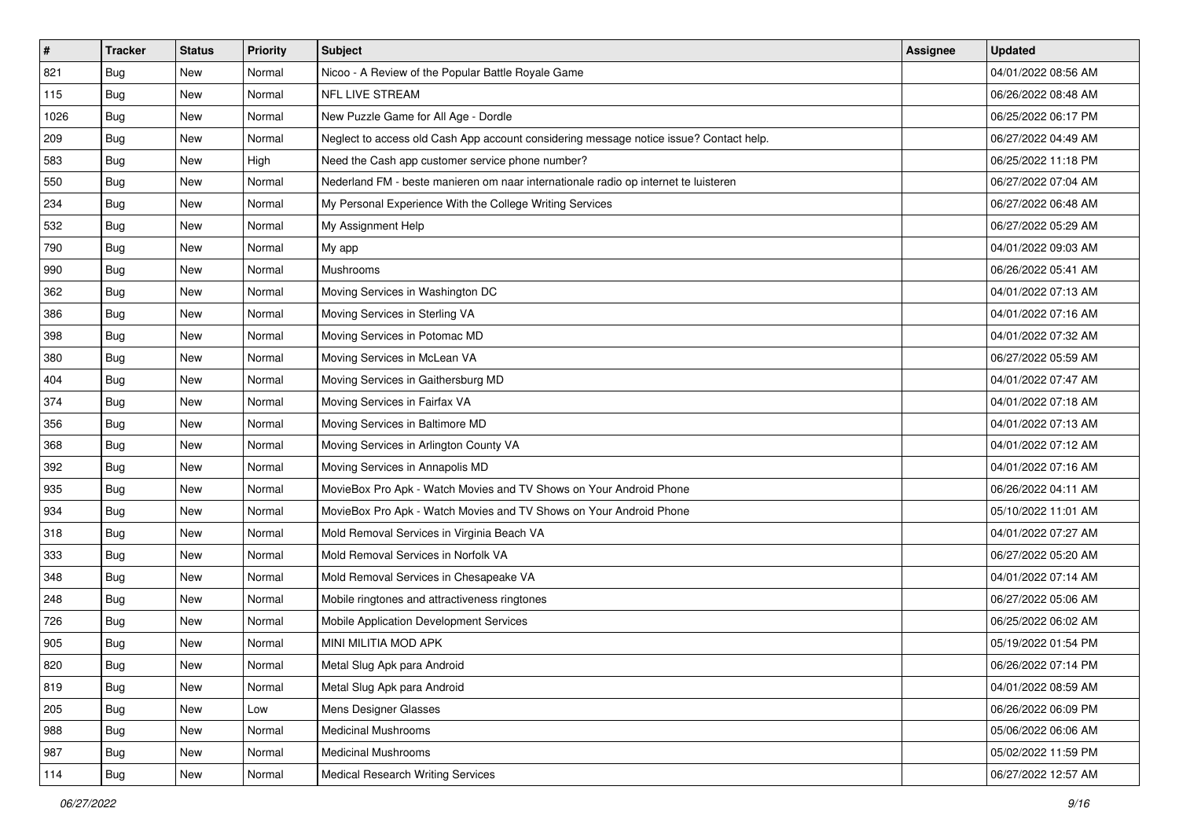| # | Tracker | Status | Priority | Subject | Assignee | Updated |
|---|---|---|---|---|---|---|
| 821 | Bug | New | Normal | Nicoo - A Review of the Popular Battle Royale Game | | 04/01/2022 08:56 AM |
| 115 | Bug | New | Normal | NFL LIVE STREAM | | 06/26/2022 08:48 AM |
| 1026 | Bug | New | Normal | New Puzzle Game for All Age - Dordle | | 06/25/2022 06:17 PM |
| 209 | Bug | New | Normal | Neglect to access old Cash App account considering message notice issue? Contact help. | | 06/27/2022 04:49 AM |
| 583 | Bug | New | High | Need the Cash app customer service phone number? | | 06/25/2022 11:18 PM |
| 550 | Bug | New | Normal | Nederland FM - beste manieren om naar internationale radio op internet te luisteren | | 06/27/2022 07:04 AM |
| 234 | Bug | New | Normal | My Personal Experience With the College Writing Services | | 06/27/2022 06:48 AM |
| 532 | Bug | New | Normal | My Assignment Help | | 06/27/2022 05:29 AM |
| 790 | Bug | New | Normal | My app | | 04/01/2022 09:03 AM |
| 990 | Bug | New | Normal | Mushrooms | | 06/26/2022 05:41 AM |
| 362 | Bug | New | Normal | Moving Services in Washington DC | | 04/01/2022 07:13 AM |
| 386 | Bug | New | Normal | Moving Services in Sterling VA | | 04/01/2022 07:16 AM |
| 398 | Bug | New | Normal | Moving Services in Potomac MD | | 04/01/2022 07:32 AM |
| 380 | Bug | New | Normal | Moving Services in McLean VA | | 06/27/2022 05:59 AM |
| 404 | Bug | New | Normal | Moving Services in Gaithersburg MD | | 04/01/2022 07:47 AM |
| 374 | Bug | New | Normal | Moving Services in Fairfax VA | | 04/01/2022 07:18 AM |
| 356 | Bug | New | Normal | Moving Services in Baltimore MD | | 04/01/2022 07:13 AM |
| 368 | Bug | New | Normal | Moving Services in Arlington County VA | | 04/01/2022 07:12 AM |
| 392 | Bug | New | Normal | Moving Services in Annapolis MD | | 04/01/2022 07:16 AM |
| 935 | Bug | New | Normal | MovieBox Pro Apk - Watch Movies and TV Shows on Your Android Phone | | 06/26/2022 04:11 AM |
| 934 | Bug | New | Normal | MovieBox Pro Apk - Watch Movies and TV Shows on Your Android Phone | | 05/10/2022 11:01 AM |
| 318 | Bug | New | Normal | Mold Removal Services in Virginia Beach VA | | 04/01/2022 07:27 AM |
| 333 | Bug | New | Normal | Mold Removal Services in Norfolk VA | | 06/27/2022 05:20 AM |
| 348 | Bug | New | Normal | Mold Removal Services in Chesapeake VA | | 04/01/2022 07:14 AM |
| 248 | Bug | New | Normal | Mobile ringtones and attractiveness ringtones | | 06/27/2022 05:06 AM |
| 726 | Bug | New | Normal | Mobile Application Development Services | | 06/25/2022 06:02 AM |
| 905 | Bug | New | Normal | MINI MILITIA MOD APK | | 05/19/2022 01:54 PM |
| 820 | Bug | New | Normal | Metal Slug Apk para Android | | 06/26/2022 07:14 PM |
| 819 | Bug | New | Normal | Metal Slug Apk para Android | | 04/01/2022 08:59 AM |
| 205 | Bug | New | Low | Mens Designer Glasses | | 06/26/2022 06:09 PM |
| 988 | Bug | New | Normal | Medicinal Mushrooms | | 05/06/2022 06:06 AM |
| 987 | Bug | New | Normal | Medicinal Mushrooms | | 05/02/2022 11:59 PM |
| 114 | Bug | New | Normal | Medical Research Writing Services | | 06/27/2022 12:57 AM |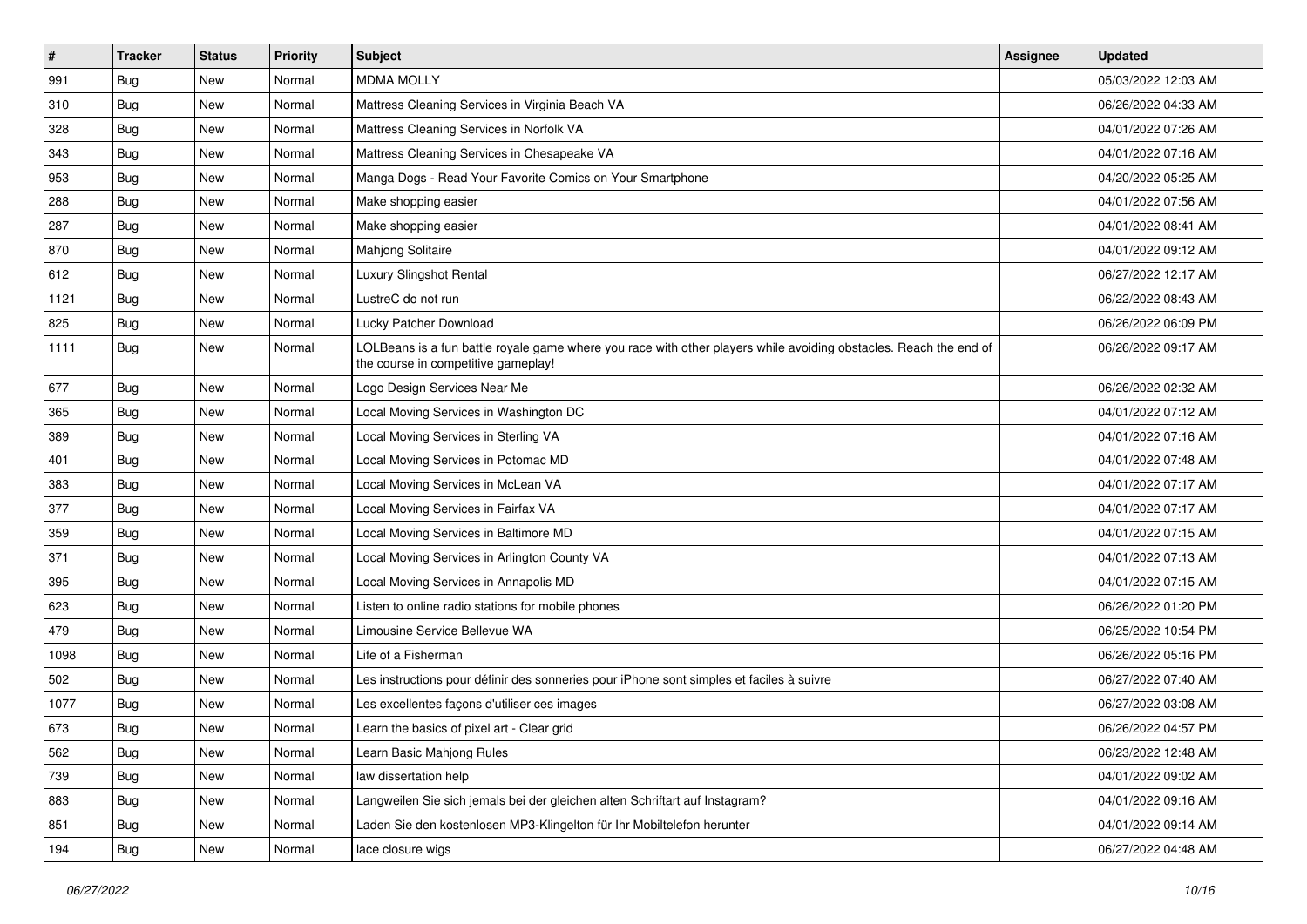| # | Tracker | Status | Priority | Subject | Assignee | Updated |
|---|---|---|---|---|---|---|
| 991 | Bug | New | Normal | MDMA MOLLY | | 05/03/2022 12:03 AM |
| 310 | Bug | New | Normal | Mattress Cleaning Services in Virginia Beach VA | | 06/26/2022 04:33 AM |
| 328 | Bug | New | Normal | Mattress Cleaning Services in Norfolk VA | | 04/01/2022 07:26 AM |
| 343 | Bug | New | Normal | Mattress Cleaning Services in Chesapeake VA | | 04/01/2022 07:16 AM |
| 953 | Bug | New | Normal | Manga Dogs - Read Your Favorite Comics on Your Smartphone | | 04/20/2022 05:25 AM |
| 288 | Bug | New | Normal | Make shopping easier | | 04/01/2022 07:56 AM |
| 287 | Bug | New | Normal | Make shopping easier | | 04/01/2022 08:41 AM |
| 870 | Bug | New | Normal | Mahjong Solitaire | | 04/01/2022 09:12 AM |
| 612 | Bug | New | Normal | Luxury Slingshot Rental | | 06/27/2022 12:17 AM |
| 1121 | Bug | New | Normal | LustreC do not run | | 06/22/2022 08:43 AM |
| 825 | Bug | New | Normal | Lucky Patcher Download | | 06/26/2022 06:09 PM |
| 1111 | Bug | New | Normal | LOLBeans is a fun battle royale game where you race with other players while avoiding obstacles. Reach the end of the course in competitive gameplay! | | 06/26/2022 09:17 AM |
| 677 | Bug | New | Normal | Logo Design Services Near Me | | 06/26/2022 02:32 AM |
| 365 | Bug | New | Normal | Local Moving Services in Washington DC | | 04/01/2022 07:12 AM |
| 389 | Bug | New | Normal | Local Moving Services in Sterling VA | | 04/01/2022 07:16 AM |
| 401 | Bug | New | Normal | Local Moving Services in Potomac MD | | 04/01/2022 07:48 AM |
| 383 | Bug | New | Normal | Local Moving Services in McLean VA | | 04/01/2022 07:17 AM |
| 377 | Bug | New | Normal | Local Moving Services in Fairfax VA | | 04/01/2022 07:17 AM |
| 359 | Bug | New | Normal | Local Moving Services in Baltimore MD | | 04/01/2022 07:15 AM |
| 371 | Bug | New | Normal | Local Moving Services in Arlington County VA | | 04/01/2022 07:13 AM |
| 395 | Bug | New | Normal | Local Moving Services in Annapolis MD | | 04/01/2022 07:15 AM |
| 623 | Bug | New | Normal | Listen to online radio stations for mobile phones | | 06/26/2022 01:20 PM |
| 479 | Bug | New | Normal | Limousine Service Bellevue WA | | 06/25/2022 10:54 PM |
| 1098 | Bug | New | Normal | Life of a Fisherman | | 06/26/2022 05:16 PM |
| 502 | Bug | New | Normal | Les instructions pour définir des sonneries pour iPhone sont simples et faciles à suivre | | 06/27/2022 07:40 AM |
| 1077 | Bug | New | Normal | Les excellentes façons d'utiliser ces images | | 06/27/2022 03:08 AM |
| 673 | Bug | New | Normal | Learn the basics of pixel art - Clear grid | | 06/26/2022 04:57 PM |
| 562 | Bug | New | Normal | Learn Basic Mahjong Rules | | 06/23/2022 12:48 AM |
| 739 | Bug | New | Normal | law dissertation help | | 04/01/2022 09:02 AM |
| 883 | Bug | New | Normal | Langweilen Sie sich jemals bei der gleichen alten Schriftart auf Instagram? | | 04/01/2022 09:16 AM |
| 851 | Bug | New | Normal | Laden Sie den kostenlosen MP3-Klingelton für Ihr Mobiltelefon herunter | | 04/01/2022 09:14 AM |
| 194 | Bug | New | Normal | lace closure wigs | | 06/27/2022 04:48 AM |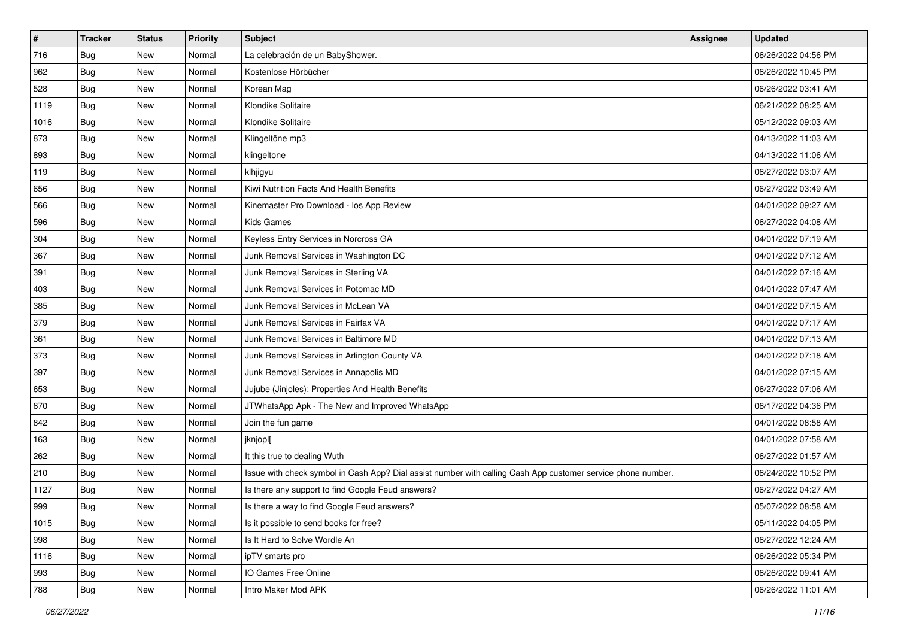| # | Tracker | Status | Priority | Subject | Assignee | Updated |
|---|---|---|---|---|---|---|
| 716 | Bug | New | Normal | La celebración de un BabyShower. | | 06/26/2022 04:56 PM |
| 962 | Bug | New | Normal | Kostenlose Hörbücher | | 06/26/2022 10:45 PM |
| 528 | Bug | New | Normal | Korean Mag | | 06/26/2022 03:41 AM |
| 1119 | Bug | New | Normal | Klondike Solitaire | | 06/21/2022 08:25 AM |
| 1016 | Bug | New | Normal | Klondike Solitaire | | 05/12/2022 09:03 AM |
| 873 | Bug | New | Normal | Klingeltöne mp3 | | 04/13/2022 11:03 AM |
| 893 | Bug | New | Normal | klingeltone | | 04/13/2022 11:06 AM |
| 119 | Bug | New | Normal | klhjigyu | | 06/27/2022 03:07 AM |
| 656 | Bug | New | Normal | Kiwi Nutrition Facts And Health Benefits | | 06/27/2022 03:49 AM |
| 566 | Bug | New | Normal | Kinemaster Pro Download - Ios App Review | | 04/01/2022 09:27 AM |
| 596 | Bug | New | Normal | Kids Games | | 06/27/2022 04:08 AM |
| 304 | Bug | New | Normal | Keyless Entry Services in Norcross GA | | 04/01/2022 07:19 AM |
| 367 | Bug | New | Normal | Junk Removal Services in Washington DC | | 04/01/2022 07:12 AM |
| 391 | Bug | New | Normal | Junk Removal Services in Sterling VA | | 04/01/2022 07:16 AM |
| 403 | Bug | New | Normal | Junk Removal Services in Potomac MD | | 04/01/2022 07:47 AM |
| 385 | Bug | New | Normal | Junk Removal Services in McLean VA | | 04/01/2022 07:15 AM |
| 379 | Bug | New | Normal | Junk Removal Services in Fairfax VA | | 04/01/2022 07:17 AM |
| 361 | Bug | New | Normal | Junk Removal Services in Baltimore MD | | 04/01/2022 07:13 AM |
| 373 | Bug | New | Normal | Junk Removal Services in Arlington County VA | | 04/01/2022 07:18 AM |
| 397 | Bug | New | Normal | Junk Removal Services in Annapolis MD | | 04/01/2022 07:15 AM |
| 653 | Bug | New | Normal | Jujube (Jinjoles): Properties And Health Benefits | | 06/27/2022 07:06 AM |
| 670 | Bug | New | Normal | JTWhatsApp Apk - The New and Improved WhatsApp | | 06/17/2022 04:36 PM |
| 842 | Bug | New | Normal | Join the fun game | | 04/01/2022 08:58 AM |
| 163 | Bug | New | Normal | jknjopl[ | | 04/01/2022 07:58 AM |
| 262 | Bug | New | Normal | It this true to dealing Wuth | | 06/27/2022 01:57 AM |
| 210 | Bug | New | Normal | Issue with check symbol in Cash App? Dial assist number with calling Cash App customer service phone number. | | 06/24/2022 10:52 PM |
| 1127 | Bug | New | Normal | Is there any support to find Google Feud answers? | | 06/27/2022 04:27 AM |
| 999 | Bug | New | Normal | Is there a way to find Google Feud answers? | | 05/07/2022 08:58 AM |
| 1015 | Bug | New | Normal | Is it possible to send books for free? | | 05/11/2022 04:05 PM |
| 998 | Bug | New | Normal | Is It Hard to Solve Wordle An | | 06/27/2022 12:24 AM |
| 1116 | Bug | New | Normal | ipTV smarts pro | | 06/26/2022 05:34 PM |
| 993 | Bug | New | Normal | IO Games Free Online | | 06/26/2022 09:41 AM |
| 788 | Bug | New | Normal | Intro Maker Mod APK | | 06/26/2022 11:01 AM |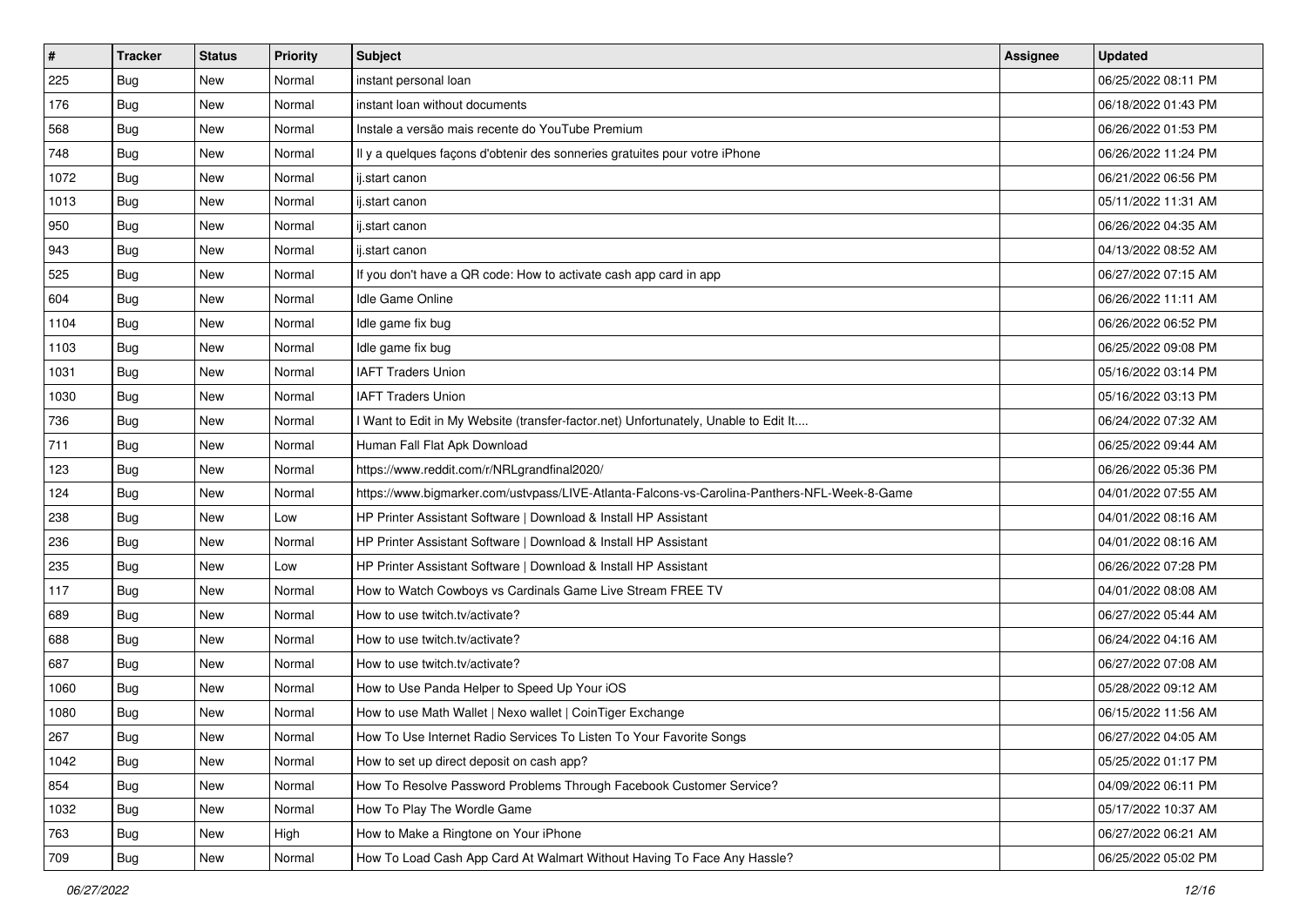| # | Tracker | Status | Priority | Subject | Assignee | Updated |
|---|---|---|---|---|---|---|
| 225 | Bug | New | Normal | instant personal loan | | 06/25/2022 08:11 PM |
| 176 | Bug | New | Normal | instant loan without documents | | 06/18/2022 01:43 PM |
| 568 | Bug | New | Normal | Instale a versão mais recente do YouTube Premium | | 06/26/2022 01:53 PM |
| 748 | Bug | New | Normal | Il y a quelques façons d'obtenir des sonneries gratuites pour votre iPhone | | 06/26/2022 11:24 PM |
| 1072 | Bug | New | Normal | ij.start canon | | 06/21/2022 06:56 PM |
| 1013 | Bug | New | Normal | ij.start canon | | 05/11/2022 11:31 AM |
| 950 | Bug | New | Normal | ij.start canon | | 06/26/2022 04:35 AM |
| 943 | Bug | New | Normal | ij.start canon | | 04/13/2022 08:52 AM |
| 525 | Bug | New | Normal | If you don't have a QR code: How to activate cash app card in app | | 06/27/2022 07:15 AM |
| 604 | Bug | New | Normal | Idle Game Online | | 06/26/2022 11:11 AM |
| 1104 | Bug | New | Normal | Idle game fix bug | | 06/26/2022 06:52 PM |
| 1103 | Bug | New | Normal | Idle game fix bug | | 06/25/2022 09:08 PM |
| 1031 | Bug | New | Normal | IAFT Traders Union | | 05/16/2022 03:14 PM |
| 1030 | Bug | New | Normal | IAFT Traders Union | | 05/16/2022 03:13 PM |
| 736 | Bug | New | Normal | I Want to Edit in My Website (transfer-factor.net) Unfortunately, Unable to Edit It.... | | 06/24/2022 07:32 AM |
| 711 | Bug | New | Normal | Human Fall Flat Apk Download | | 06/25/2022 09:44 AM |
| 123 | Bug | New | Normal | https://www.reddit.com/r/NRLgrandfinal2020/ | | 06/26/2022 05:36 PM |
| 124 | Bug | New | Normal | https://www.bigmarker.com/ustvpass/LIVE-Atlanta-Falcons-vs-Carolina-Panthers-NFL-Week-8-Game | | 04/01/2022 07:55 AM |
| 238 | Bug | New | Low | HP Printer Assistant Software \| Download & Install HP Assistant | | 04/01/2022 08:16 AM |
| 236 | Bug | New | Normal | HP Printer Assistant Software \| Download & Install HP Assistant | | 04/01/2022 08:16 AM |
| 235 | Bug | New | Low | HP Printer Assistant Software \| Download & Install HP Assistant | | 06/26/2022 07:28 PM |
| 117 | Bug | New | Normal | How to Watch Cowboys vs Cardinals Game Live Stream FREE TV | | 04/01/2022 08:08 AM |
| 689 | Bug | New | Normal | How to use twitch.tv/activate? | | 06/27/2022 05:44 AM |
| 688 | Bug | New | Normal | How to use twitch.tv/activate? | | 06/24/2022 04:16 AM |
| 687 | Bug | New | Normal | How to use twitch.tv/activate? | | 06/27/2022 07:08 AM |
| 1060 | Bug | New | Normal | How to Use Panda Helper to Speed Up Your iOS | | 05/28/2022 09:12 AM |
| 1080 | Bug | New | Normal | How to use Math Wallet \| Nexo wallet \| CoinTiger Exchange | | 06/15/2022 11:56 AM |
| 267 | Bug | New | Normal | How To Use Internet Radio Services To Listen To Your Favorite Songs | | 06/27/2022 04:05 AM |
| 1042 | Bug | New | Normal | How to set up direct deposit on cash app? | | 05/25/2022 01:17 PM |
| 854 | Bug | New | Normal | How To Resolve Password Problems Through Facebook Customer Service? | | 04/09/2022 06:11 PM |
| 1032 | Bug | New | Normal | How To Play The Wordle Game | | 05/17/2022 10:37 AM |
| 763 | Bug | New | High | How to Make a Ringtone on Your iPhone | | 06/27/2022 06:21 AM |
| 709 | Bug | New | Normal | How To Load Cash App Card At Walmart Without Having To Face Any Hassle? | | 06/25/2022 05:02 PM |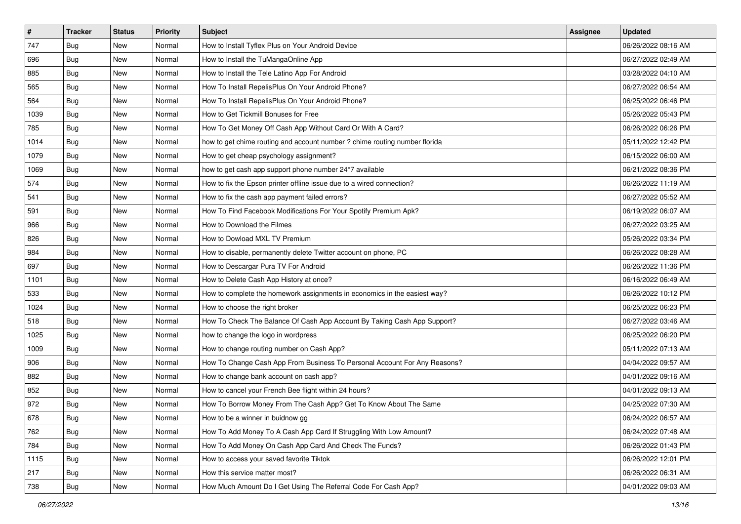| # | Tracker | Status | Priority | Subject | Assignee | Updated |
|---|---|---|---|---|---|---|
| 747 | Bug | New | Normal | How to Install Tyflex Plus on Your Android Device | | 06/26/2022 08:16 AM |
| 696 | Bug | New | Normal | How to Install the TuMangaOnline App | | 06/27/2022 02:49 AM |
| 885 | Bug | New | Normal | How to Install the Tele Latino App For Android | | 03/28/2022 04:10 AM |
| 565 | Bug | New | Normal | How To Install RepelisPlus On Your Android Phone? | | 06/27/2022 06:54 AM |
| 564 | Bug | New | Normal | How To Install RepelisPlus On Your Android Phone? | | 06/25/2022 06:46 PM |
| 1039 | Bug | New | Normal | How to Get Tickmill Bonuses for Free | | 05/26/2022 05:43 PM |
| 785 | Bug | New | Normal | How To Get Money Off Cash App Without Card Or With A Card? | | 06/26/2022 06:26 PM |
| 1014 | Bug | New | Normal | how to get chime routing and account number ? chime routing number florida | | 05/11/2022 12:42 PM |
| 1079 | Bug | New | Normal | How to get cheap psychology assignment? | | 06/15/2022 06:00 AM |
| 1069 | Bug | New | Normal | how to get cash app support phone number 24*7 available | | 06/21/2022 08:36 PM |
| 574 | Bug | New | Normal | How to fix the Epson printer offline issue due to a wired connection? | | 06/26/2022 11:19 AM |
| 541 | Bug | New | Normal | How to fix the cash app payment failed errors? | | 06/27/2022 05:52 AM |
| 591 | Bug | New | Normal | How To Find Facebook Modifications For Your Spotify Premium Apk? | | 06/19/2022 06:07 AM |
| 966 | Bug | New | Normal | How to Download the Filmes | | 06/27/2022 03:25 AM |
| 826 | Bug | New | Normal | How to Dowload MXL TV Premium | | 05/26/2022 03:34 PM |
| 984 | Bug | New | Normal | How to disable, permanently delete Twitter account on phone, PC | | 06/26/2022 08:28 AM |
| 697 | Bug | New | Normal | How to Descargar Pura TV For Android | | 06/26/2022 11:36 PM |
| 1101 | Bug | New | Normal | How to Delete Cash App History at once? | | 06/16/2022 06:49 AM |
| 533 | Bug | New | Normal | How to complete the homework assignments in economics in the easiest way? | | 06/26/2022 10:12 PM |
| 1024 | Bug | New | Normal | How to choose the right broker | | 06/25/2022 06:23 PM |
| 518 | Bug | New | Normal | How To Check The Balance Of Cash App Account By Taking Cash App Support? | | 06/27/2022 03:46 AM |
| 1025 | Bug | New | Normal | how to change the logo in wordpress | | 06/25/2022 06:20 PM |
| 1009 | Bug | New | Normal | How to change routing number on Cash App? | | 05/11/2022 07:13 AM |
| 906 | Bug | New | Normal | How To Change Cash App From Business To Personal Account For Any Reasons? | | 04/04/2022 09:57 AM |
| 882 | Bug | New | Normal | How to change bank account on cash app? | | 04/01/2022 09:16 AM |
| 852 | Bug | New | Normal | How to cancel your French Bee flight within 24 hours? | | 04/01/2022 09:13 AM |
| 972 | Bug | New | Normal | How To Borrow Money From The Cash App? Get To Know About The Same | | 04/25/2022 07:30 AM |
| 678 | Bug | New | Normal | How to be a winner in buidnow gg | | 06/24/2022 06:57 AM |
| 762 | Bug | New | Normal | How To Add Money To A Cash App Card If Struggling With Low Amount? | | 06/24/2022 07:48 AM |
| 784 | Bug | New | Normal | How To Add Money On Cash App Card And Check The Funds? | | 06/26/2022 01:43 PM |
| 1115 | Bug | New | Normal | How to access your saved favorite Tiktok | | 06/26/2022 12:01 PM |
| 217 | Bug | New | Normal | How this service matter most? | | 06/26/2022 06:31 AM |
| 738 | Bug | New | Normal | How Much Amount Do I Get Using The Referral Code For Cash App? | | 04/01/2022 09:03 AM |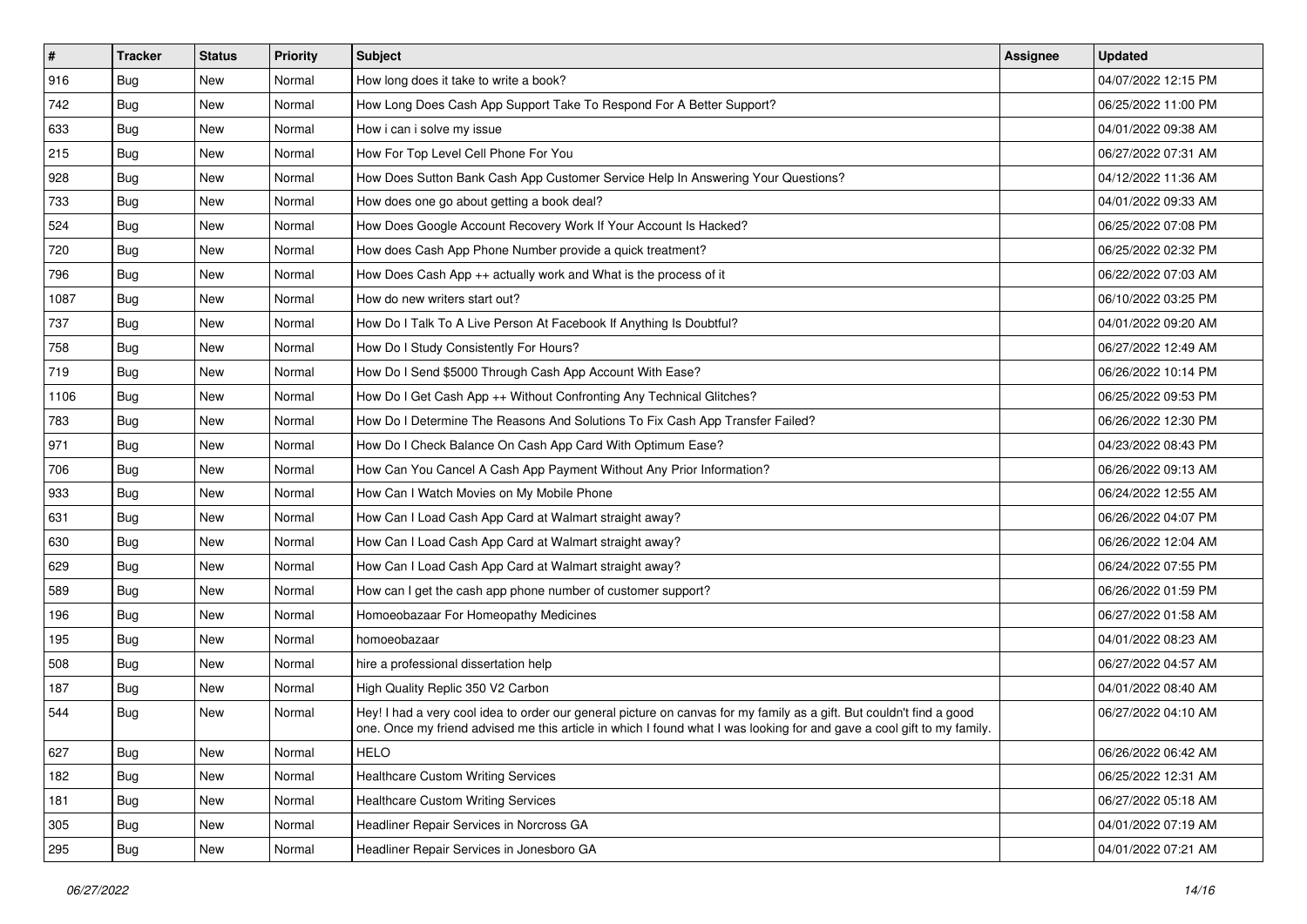| # | Tracker | Status | Priority | Subject | Assignee | Updated |
| --- | --- | --- | --- | --- | --- | --- |
| 916 | Bug | New | Normal | How long does it take to write a book? | | 04/07/2022 12:15 PM |
| 742 | Bug | New | Normal | How Long Does Cash App Support Take To Respond For A Better Support? | | 06/25/2022 11:00 PM |
| 633 | Bug | New | Normal | How i can i solve my issue | | 04/01/2022 09:38 AM |
| 215 | Bug | New | Normal | How For Top Level Cell Phone For You | | 06/27/2022 07:31 AM |
| 928 | Bug | New | Normal | How Does Sutton Bank Cash App Customer Service Help In Answering Your Questions? | | 04/12/2022 11:36 AM |
| 733 | Bug | New | Normal | How does one go about getting a book deal? | | 04/01/2022 09:33 AM |
| 524 | Bug | New | Normal | How Does Google Account Recovery Work If Your Account Is Hacked? | | 06/25/2022 07:08 PM |
| 720 | Bug | New | Normal | How does Cash App Phone Number provide a quick treatment? | | 06/25/2022 02:32 PM |
| 796 | Bug | New | Normal | How Does Cash App ++ actually work and What is the process of it | | 06/22/2022 07:03 AM |
| 1087 | Bug | New | Normal | How do new writers start out? | | 06/10/2022 03:25 PM |
| 737 | Bug | New | Normal | How Do I Talk To A Live Person At Facebook If Anything Is Doubtful? | | 04/01/2022 09:20 AM |
| 758 | Bug | New | Normal | How Do I Study Consistently For Hours? | | 06/27/2022 12:49 AM |
| 719 | Bug | New | Normal | How Do I Send $5000 Through Cash App Account With Ease? | | 06/26/2022 10:14 PM |
| 1106 | Bug | New | Normal | How Do I Get Cash App ++ Without Confronting Any Technical Glitches? | | 06/25/2022 09:53 PM |
| 783 | Bug | New | Normal | How Do I Determine The Reasons And Solutions To Fix Cash App Transfer Failed? | | 06/26/2022 12:30 PM |
| 971 | Bug | New | Normal | How Do I Check Balance On Cash App Card With Optimum Ease? | | 04/23/2022 08:43 PM |
| 706 | Bug | New | Normal | How Can You Cancel A Cash App Payment Without Any Prior Information? | | 06/26/2022 09:13 AM |
| 933 | Bug | New | Normal | How Can I Watch Movies on My Mobile Phone | | 06/24/2022 12:55 AM |
| 631 | Bug | New | Normal | How Can I Load Cash App Card at Walmart straight away? | | 06/26/2022 04:07 PM |
| 630 | Bug | New | Normal | How Can I Load Cash App Card at Walmart straight away? | | 06/26/2022 12:04 AM |
| 629 | Bug | New | Normal | How Can I Load Cash App Card at Walmart straight away? | | 06/24/2022 07:55 PM |
| 589 | Bug | New | Normal | How can I get the cash app phone number of customer support? | | 06/26/2022 01:59 PM |
| 196 | Bug | New | Normal | Homoeobazaar For Homeopathy Medicines | | 06/27/2022 01:58 AM |
| 195 | Bug | New | Normal | homoeobazaar | | 04/01/2022 08:23 AM |
| 508 | Bug | New | Normal | hire a professional dissertation help | | 06/27/2022 04:57 AM |
| 187 | Bug | New | Normal | High Quality Replic 350 V2 Carbon | | 04/01/2022 08:40 AM |
| 544 | Bug | New | Normal | Hey! I had a very cool idea to order our general picture on canvas for my family as a gift. But couldn't find a good one. Once my friend advised me this article in which I found what I was looking for and gave a cool gift to my family. | | 06/27/2022 04:10 AM |
| 627 | Bug | New | Normal | HELO | | 06/26/2022 06:42 AM |
| 182 | Bug | New | Normal | Healthcare Custom Writing Services | | 06/25/2022 12:31 AM |
| 181 | Bug | New | Normal | Healthcare Custom Writing Services | | 06/27/2022 05:18 AM |
| 305 | Bug | New | Normal | Headliner Repair Services in Norcross GA | | 04/01/2022 07:19 AM |
| 295 | Bug | New | Normal | Headliner Repair Services in Jonesboro GA | | 04/01/2022 07:21 AM |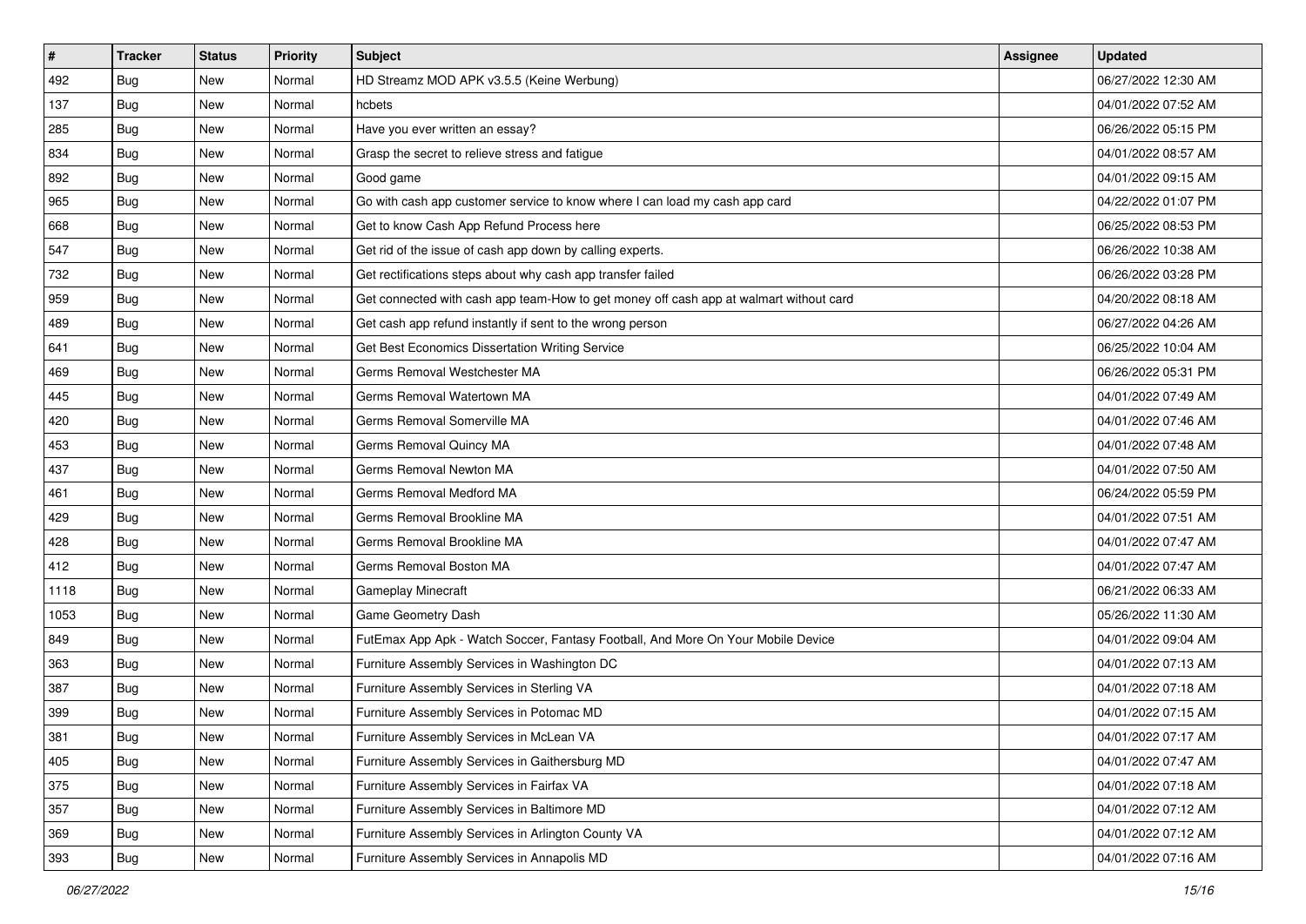| # | Tracker | Status | Priority | Subject | Assignee | Updated |
|---|---|---|---|---|---|---|
| 492 | Bug | New | Normal | HD Streamz MOD APK v3.5.5 (Keine Werbung) | | 06/27/2022 12:30 AM |
| 137 | Bug | New | Normal | hcbets | | 04/01/2022 07:52 AM |
| 285 | Bug | New | Normal | Have you ever written an essay? | | 06/26/2022 05:15 PM |
| 834 | Bug | New | Normal | Grasp the secret to relieve stress and fatigue | | 04/01/2022 08:57 AM |
| 892 | Bug | New | Normal | Good game | | 04/01/2022 09:15 AM |
| 965 | Bug | New | Normal | Go with cash app customer service to know where I can load my cash app card | | 04/22/2022 01:07 PM |
| 668 | Bug | New | Normal | Get to know Cash App Refund Process here | | 06/25/2022 08:53 PM |
| 547 | Bug | New | Normal | Get rid of the issue of cash app down by calling experts. | | 06/26/2022 10:38 AM |
| 732 | Bug | New | Normal | Get rectifications steps about why cash app transfer failed | | 06/26/2022 03:28 PM |
| 959 | Bug | New | Normal | Get connected with cash app team-How to get money off cash app at walmart without card | | 04/20/2022 08:18 AM |
| 489 | Bug | New | Normal | Get cash app refund instantly if sent to the wrong person | | 06/27/2022 04:26 AM |
| 641 | Bug | New | Normal | Get Best Economics Dissertation Writing Service | | 06/25/2022 10:04 AM |
| 469 | Bug | New | Normal | Germs Removal Westchester MA | | 06/26/2022 05:31 PM |
| 445 | Bug | New | Normal | Germs Removal Watertown MA | | 04/01/2022 07:49 AM |
| 420 | Bug | New | Normal | Germs Removal Somerville MA | | 04/01/2022 07:46 AM |
| 453 | Bug | New | Normal | Germs Removal Quincy MA | | 04/01/2022 07:48 AM |
| 437 | Bug | New | Normal | Germs Removal Newton MA | | 04/01/2022 07:50 AM |
| 461 | Bug | New | Normal | Germs Removal Medford MA | | 06/24/2022 05:59 PM |
| 429 | Bug | New | Normal | Germs Removal Brookline MA | | 04/01/2022 07:51 AM |
| 428 | Bug | New | Normal | Germs Removal Brookline MA | | 04/01/2022 07:47 AM |
| 412 | Bug | New | Normal | Germs Removal Boston MA | | 04/01/2022 07:47 AM |
| 1118 | Bug | New | Normal | Gameplay Minecraft | | 06/21/2022 06:33 AM |
| 1053 | Bug | New | Normal | Game Geometry Dash | | 05/26/2022 11:30 AM |
| 849 | Bug | New | Normal | FutEmax App Apk - Watch Soccer, Fantasy Football, And More On Your Mobile Device | | 04/01/2022 09:04 AM |
| 363 | Bug | New | Normal | Furniture Assembly Services in Washington DC | | 04/01/2022 07:13 AM |
| 387 | Bug | New | Normal | Furniture Assembly Services in Sterling VA | | 04/01/2022 07:18 AM |
| 399 | Bug | New | Normal | Furniture Assembly Services in Potomac MD | | 04/01/2022 07:15 AM |
| 381 | Bug | New | Normal | Furniture Assembly Services in McLean VA | | 04/01/2022 07:17 AM |
| 405 | Bug | New | Normal | Furniture Assembly Services in Gaithersburg MD | | 04/01/2022 07:47 AM |
| 375 | Bug | New | Normal | Furniture Assembly Services in Fairfax VA | | 04/01/2022 07:18 AM |
| 357 | Bug | New | Normal | Furniture Assembly Services in Baltimore MD | | 04/01/2022 07:12 AM |
| 369 | Bug | New | Normal | Furniture Assembly Services in Arlington County VA | | 04/01/2022 07:12 AM |
| 393 | Bug | New | Normal | Furniture Assembly Services in Annapolis MD | | 04/01/2022 07:16 AM |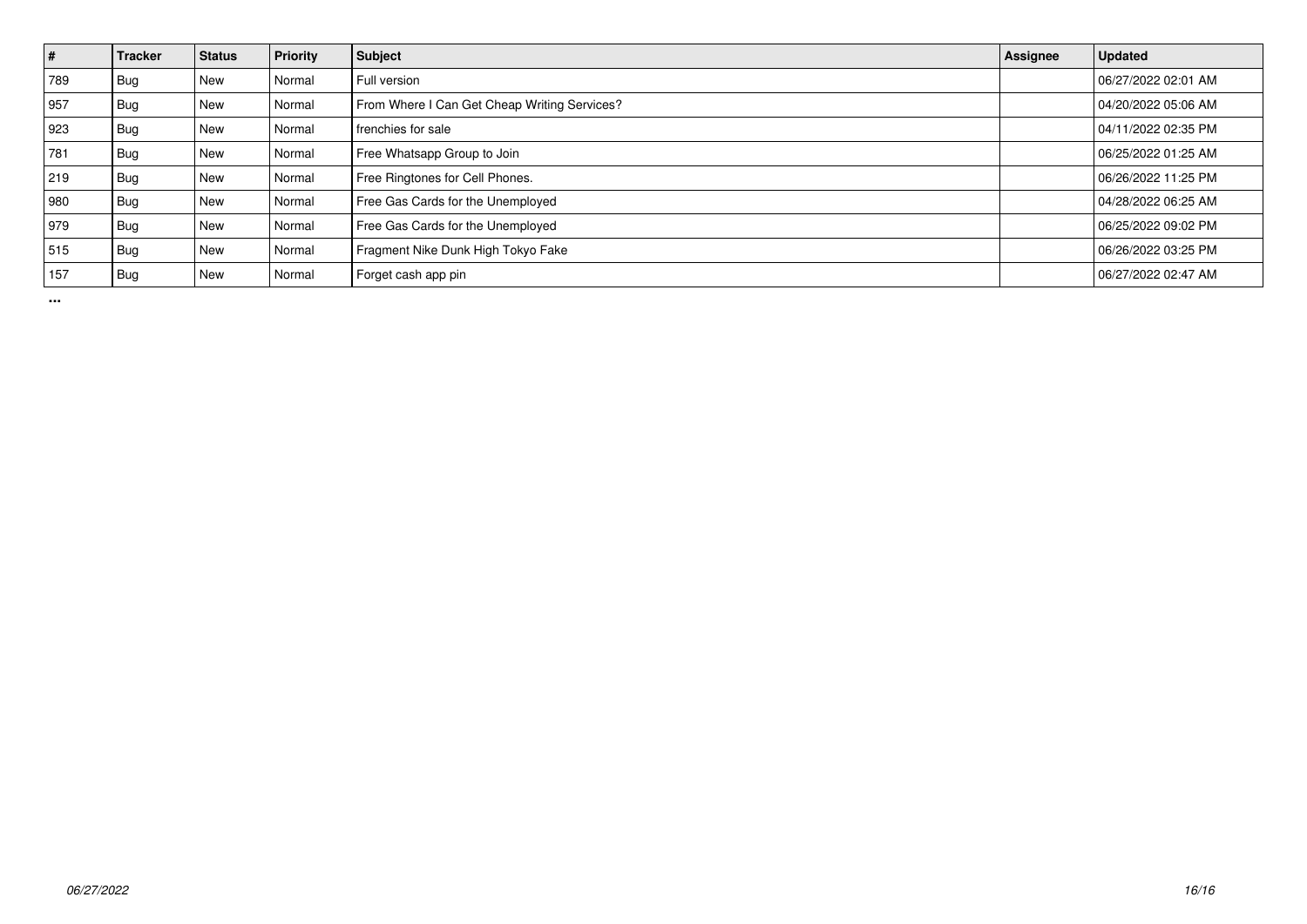| # | Tracker | Status | Priority | Subject | Assignee | Updated |
| --- | --- | --- | --- | --- | --- | --- |
| 789 | Bug | New | Normal | Full version | | 06/27/2022 02:01 AM |
| 957 | Bug | New | Normal | From Where I Can Get Cheap Writing Services? | | 04/20/2022 05:06 AM |
| 923 | Bug | New | Normal | frenchies for sale | | 04/11/2022 02:35 PM |
| 781 | Bug | New | Normal | Free Whatsapp Group to Join | | 06/25/2022 01:25 AM |
| 219 | Bug | New | Normal | Free Ringtones for Cell Phones. | | 06/26/2022 11:25 PM |
| 980 | Bug | New | Normal | Free Gas Cards for the Unemployed | | 04/28/2022 06:25 AM |
| 979 | Bug | New | Normal | Free Gas Cards for the Unemployed | | 06/25/2022 09:02 PM |
| 515 | Bug | New | Normal | Fragment Nike Dunk High Tokyo Fake | | 06/26/2022 03:25 PM |
| 157 | Bug | New | Normal | Forget cash app pin | | 06/27/2022 02:47 AM |

...